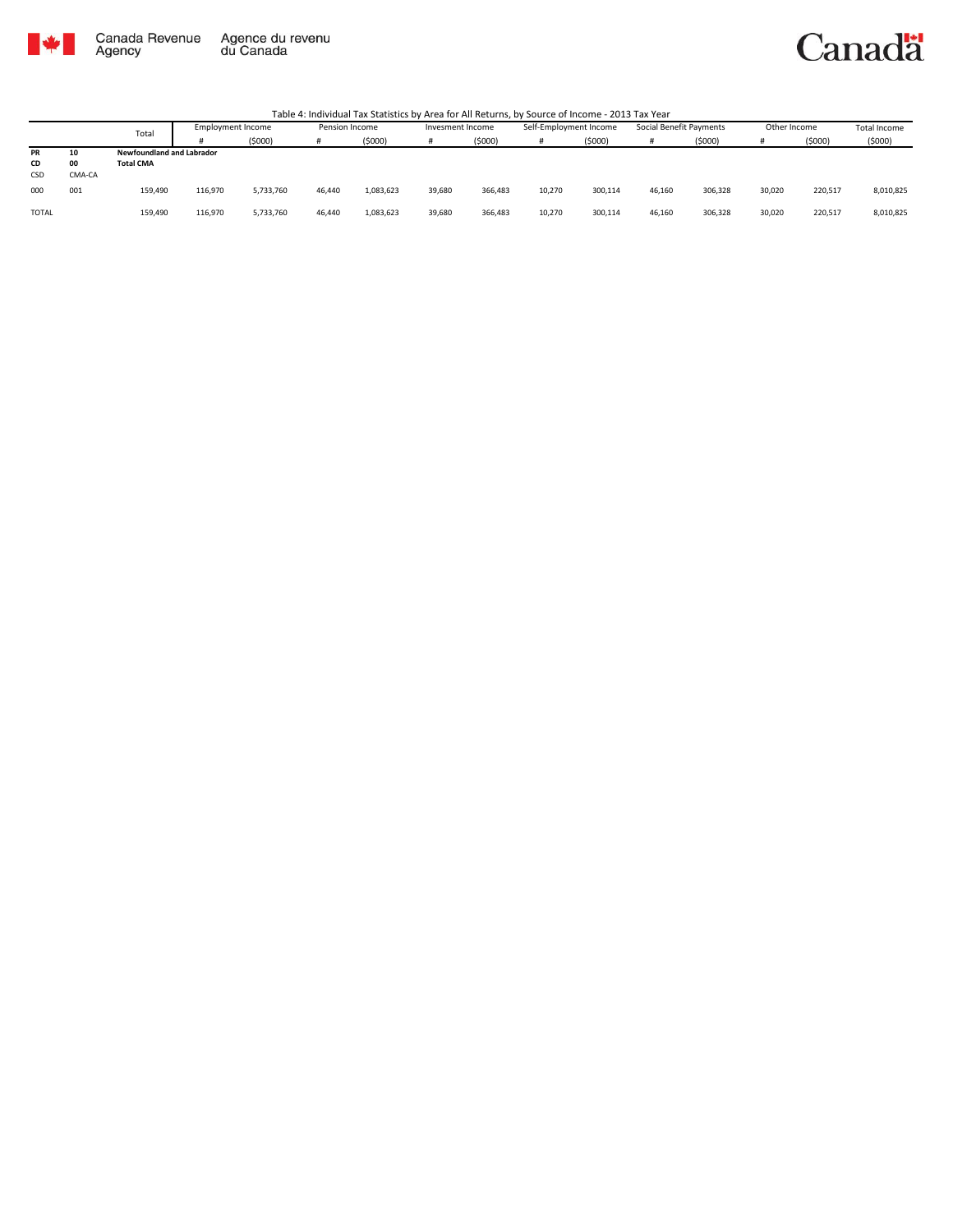Canada Revenue Agency | Agence du revenu du Canada

Canada

Table 4: Individual Tax Statistics by Area for All Returns, by Source of Income - 2013 Tax Year

| | | Total | Employment Income | | Pension Income | | Invesment Income | | Self-Employment Income | | Social Benefit Payments | | Other Income | | Total Income |
|---|---|---|---|---|---|---|---|---|---|---|---|---|---|---|---|
| | | | # | ($000) | # | ($000) | # | ($000) | # | ($000) | # | ($000) | # | ($000) | ($000) |
| **PR** | **10** | **Newfoundland and Labrador** | | | | | | | | | | | | | |
| **CD** | **00** | **Total CMA** | | | | | | | | | | | | | |
| CSD | CMA-CA | | | | | | | | | | | | | | |
| 000 | 001 | 159,490 | 116,970 | 5,733,760 | 46,440 | 1,083,623 | 39,680 | 366,483 | 10,270 | 300,114 | 46,160 | 306,328 | 30,020 | 220,517 | 8,010,825 |
| TOTAL | | 159,490 | 116,970 | 5,733,760 | 46,440 | 1,083,623 | 39,680 | 366,483 | 10,270 | 300,114 | 46,160 | 306,328 | 30,020 | 220,517 | 8,010,825 |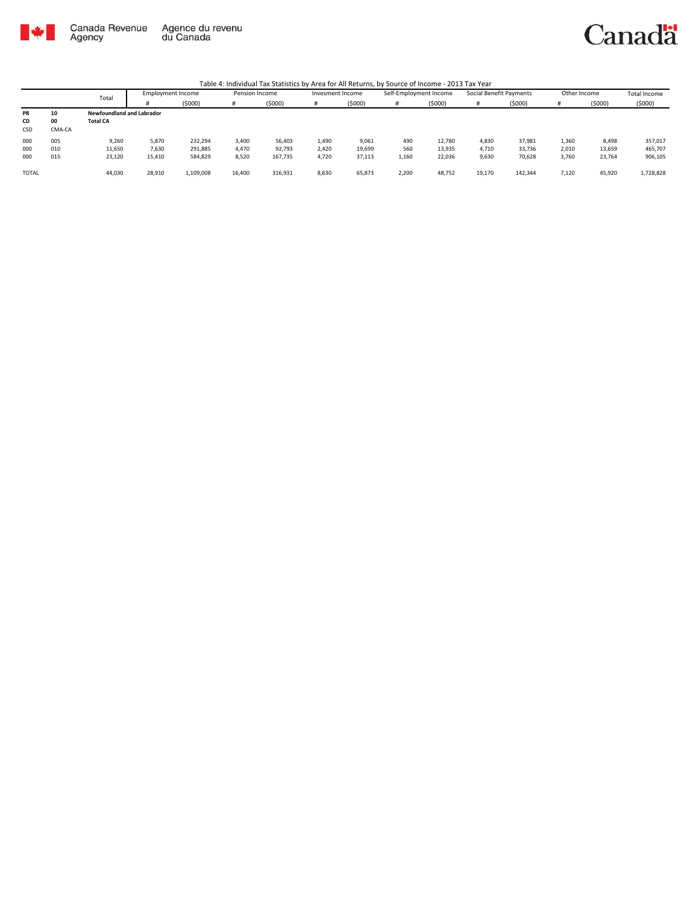Canada Revenue Agency | Agence du revenu du Canada

Table 4: Individual Tax Statistics by Area for All Returns, by Source of Income - 2013 Tax Year

| | | Total | Employment Income | | Pension Income | | Invesment Income | | Self-Employment Income | | Social Benefit Payments | | Other Income | | Total Income |
|---|---|---|---|---|---|---|---|---|---|---|---|---|---|---|---|
| | | | # | ($000) | # | ($000) | # | ($000) | # | ($000) | # | ($000) | # | ($000) | ($000) |
| **PR** | **10** | **Newfoundland and Labrador** | | | | | | | | | | | | | |
| **CD** | **00** | **Total CA** | | | | | | | | | | | | | |
| CSD | CMA-CA | | | | | | | | | | | | | | |
| 000 | 005 | 9,260 | 5,870 | 232,294 | 3,400 | 56,403 | 1,490 | 9,061 | 490 | 12,780 | 4,830 | 37,981 | 1,360 | 8,498 | 357,017 |
| 000 | 010 | 11,650 | 7,630 | 291,885 | 4,470 | 92,793 | 2,420 | 19,699 | 560 | 13,935 | 4,710 | 33,736 | 2,010 | 13,659 | 465,707 |
| 000 | 015 | 23,120 | 15,410 | 584,829 | 8,520 | 167,735 | 4,720 | 37,113 | 1,160 | 22,036 | 9,630 | 70,628 | 3,760 | 23,764 | 906,105 |
| TOTAL | | 44,030 | 28,910 | 1,109,008 | 16,400 | 316,931 | 8,630 | 65,873 | 2,200 | 48,752 | 19,170 | 142,344 | 7,120 | 45,920 | 1,728,828 |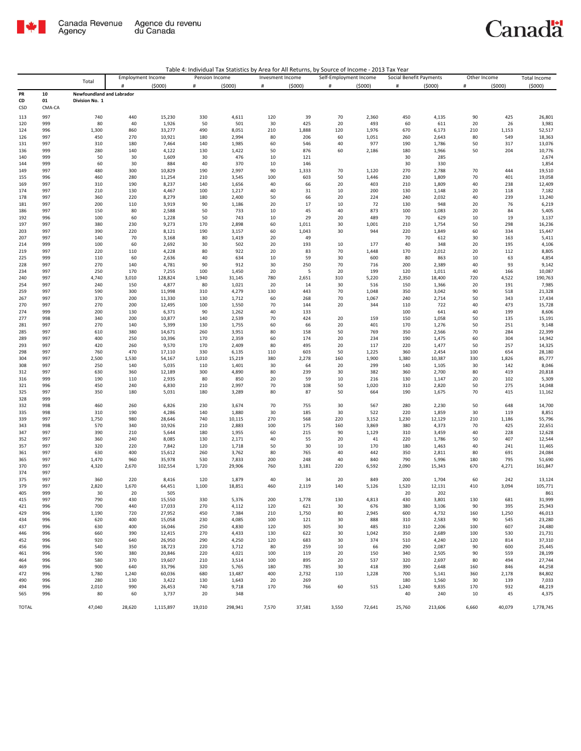Table 4: Individual Tax Statistics by Area for All Returns, by Source of Income - 2013 Tax Year

| | | Total | Employment Income | | Pension Income | | Invesment Income | | Self-Employment Income | | Social Benefit Payments | | Other Income | | Total Income |
|---|---|---|---|---|---|---|---|---|---|---|---|---|---|---|---|
| | | | # | ($000) | # | ($000) | # | ($000) | # | ($000) | # | ($000) | # | ($000) | ($000) |
| PR | 10 | Newfoundland and Labrador | | | | | | | | | | | | | |
| CD | 01 | Division No. 1 | | | | | | | | | | | | | |
| CSD | CMA-CA | | | | | | | | | | | | | | |
| 113 | 997 | 740 | 440 | 15,230 | 330 | 4,611 | 120 | 39 | 70 | 2,360 | 450 | 4,135 | 90 | 425 | 26,801 |
| 120 | 999 | 80 | 40 | 1,926 | 50 | 501 | 30 | 425 | 20 | 493 | 60 | 611 | 20 | 26 | 3,981 |
| 124 | 996 | 1,300 | 860 | 33,277 | 490 | 8,051 | 210 | 1,888 | 120 | 1,976 | 670 | 6,173 | 210 | 1,153 | 52,517 |
| 126 | 997 | 450 | 270 | 10,921 | 180 | 2,994 | 80 | 206 | 60 | 1,051 | 260 | 2,643 | 80 | 549 | 18,363 |
| 131 | 997 | 310 | 180 | 7,464 | 140 | 1,985 | 60 | 546 | 40 | 977 | 190 | 1,786 | 50 | 317 | 13,076 |
| 136 | 999 | 280 | 140 | 4,122 | 130 | 1,422 | 50 | 876 | 60 | 2,186 | 180 | 1,966 | 50 | 204 | 10,776 |
| 140 | 999 | 50 | 30 | 1,609 | 30 | 476 | 10 | 121 | | | 30 | 285 | | | 2,674 |
| 144 | 999 | 60 | 30 | 884 | 40 | 370 | 10 | 146 | | | 30 | 330 | | | 1,854 |
| 149 | 997 | 480 | 300 | 10,829 | 190 | 2,997 | 90 | 1,333 | 70 | 1,120 | 270 | 2,788 | 70 | 444 | 19,510 |
| 155 | 996 | 460 | 280 | 11,254 | 210 | 3,545 | 100 | 603 | 50 | 1,446 | 230 | 1,809 | 70 | 401 | 19,058 |
| 169 | 997 | 310 | 190 | 8,237 | 140 | 1,656 | 40 | 66 | 20 | 403 | 210 | 1,809 | 40 | 238 | 12,409 |
| 174 | 997 | 210 | 130 | 4,467 | 100 | 1,217 | 40 | 31 | 10 | 200 | 130 | 1,148 | 20 | 118 | 7,182 |
| 178 | 997 | 360 | 220 | 8,279 | 180 | 2,400 | 50 | 66 | 20 | 224 | 240 | 2,032 | 40 | 239 | 13,240 |
| 181 | 997 | 200 | 110 | 3,919 | 90 | 1,186 | 20 | 17 | 10 | 72 | 130 | 948 | 20 | 76 | 6,219 |
| 186 | 997 | 150 | 80 | 2,588 | 50 | 733 | 10 | 45 | 40 | 873 | 100 | 1,083 | 20 | 84 | 5,405 |
| 192 | 996 | 100 | 60 | 1,228 | 50 | 743 | 10 | 29 | 20 | 489 | 70 | 629 | 10 | 19 | 3,137 |
| 197 | 997 | 380 | 230 | 9,273 | 170 | 2,898 | 60 | 1,011 | 30 | 1,001 | 210 | 1,754 | 50 | 298 | 16,236 |
| 203 | 997 | 390 | 220 | 8,121 | 190 | 3,157 | 60 | 1,043 | 30 | 944 | 220 | 1,849 | 60 | 334 | 15,447 |
| 207 | 997 | 140 | 70 | 3,168 | 80 | 1,419 | 20 | 49 | | | 70 | 612 | 30 | 163 | 5,411 |
| 214 | 999 | 100 | 60 | 2,692 | 30 | 502 | 20 | 193 | 10 | 177 | 40 | 348 | 20 | 195 | 4,106 |
| 219 | 997 | 220 | 110 | 4,228 | 80 | 922 | 20 | 83 | 70 | 1,448 | 170 | 2,012 | 20 | 112 | 8,805 |
| 225 | 999 | 110 | 60 | 2,636 | 40 | 634 | 10 | 59 | 30 | 600 | 80 | 863 | 10 | 63 | 4,854 |
| 228 | 997 | 270 | 140 | 4,781 | 90 | 912 | 30 | 250 | 70 | 716 | 200 | 2,389 | 40 | 93 | 9,142 |
| 234 | 997 | 250 | 170 | 7,255 | 100 | 1,450 | 20 | 5 | 20 | 199 | 120 | 1,011 | 40 | 166 | 10,087 |
| 240 | 997 | 4,740 | 3,010 | 128,824 | 1,940 | 31,145 | 780 | 2,651 | 310 | 5,220 | 2,350 | 18,400 | 720 | 4,522 | 190,763 |
| 254 | 997 | 240 | 150 | 4,877 | 80 | 1,021 | 20 | 14 | 30 | 516 | 150 | 1,366 | 20 | 191 | 7,985 |
| 259 | 997 | 590 | 300 | 11,998 | 310 | 4,279 | 130 | 443 | 70 | 1,048 | 350 | 3,042 | 90 | 518 | 21,328 |
| 267 | 997 | 370 | 200 | 11,330 | 130 | 1,712 | 60 | 268 | 70 | 1,067 | 240 | 2,714 | 50 | 343 | 17,434 |
| 270 | 997 | 270 | 200 | 12,495 | 100 | 1,550 | 70 | 144 | 20 | 344 | 110 | 722 | 40 | 473 | 15,728 |
| 274 | 999 | 200 | 130 | 6,371 | 90 | 1,262 | 40 | 133 | | | 100 | 641 | 40 | 199 | 8,606 |
| 277 | 998 | 340 | 200 | 10,877 | 140 | 2,539 | 70 | 424 | 20 | 159 | 150 | 1,058 | 50 | 135 | 15,191 |
| 281 | 997 | 270 | 140 | 5,399 | 130 | 1,755 | 60 | 66 | 20 | 401 | 170 | 1,276 | 50 | 251 | 9,148 |
| 285 | 997 | 610 | 380 | 14,671 | 260 | 3,951 | 80 | 158 | 50 | 769 | 350 | 2,566 | 70 | 284 | 22,399 |
| 289 | 997 | 400 | 250 | 10,396 | 170 | 2,359 | 60 | 174 | 20 | 234 | 190 | 1,475 | 60 | 304 | 14,942 |
| 293 | 997 | 420 | 260 | 9,570 | 170 | 2,409 | 80 | 495 | 20 | 117 | 220 | 1,477 | 50 | 257 | 14,325 |
| 298 | 997 | 760 | 470 | 17,110 | 330 | 6,135 | 110 | 603 | 50 | 1,225 | 360 | 2,454 | 100 | 654 | 28,180 |
| 304 | 997 | 2,500 | 1,530 | 54,167 | 1,010 | 15,219 | 380 | 2,278 | 160 | 1,900 | 1,380 | 10,387 | 330 | 1,826 | 85,777 |
| 308 | 997 | 250 | 140 | 5,035 | 110 | 1,401 | 30 | 64 | 20 | 299 | 140 | 1,105 | 30 | 142 | 8,046 |
| 312 | 997 | 630 | 360 | 12,189 | 300 | 4,890 | 80 | 239 | 30 | 382 | 360 | 2,700 | 80 | 419 | 20,818 |
| 316 | 999 | 190 | 110 | 2,935 | 80 | 850 | 20 | 59 | 10 | 216 | 130 | 1,147 | 20 | 102 | 5,309 |
| 321 | 996 | 450 | 240 | 6,830 | 210 | 2,997 | 70 | 108 | 50 | 1,020 | 310 | 2,820 | 50 | 275 | 14,048 |
| 325 | 997 | 350 | 180 | 5,031 | 180 | 3,289 | 80 | 87 | 50 | 664 | 190 | 1,675 | 70 | 415 | 11,162 |
| 328 | 999 | | | | | | | | | | | | | | |
| 332 | 998 | 460 | 260 | 6,826 | 230 | 3,674 | 70 | 755 | 30 | 567 | 280 | 2,230 | 50 | 648 | 14,700 |
| 335 | 998 | 310 | 190 | 4,286 | 140 | 1,880 | 30 | 185 | 30 | 522 | 220 | 1,859 | 30 | 119 | 8,851 |
| 339 | 997 | 1,750 | 980 | 28,646 | 740 | 10,115 | 270 | 568 | 220 | 3,152 | 1,230 | 12,129 | 210 | 1,186 | 55,796 |
| 343 | 998 | 570 | 340 | 10,926 | 210 | 2,883 | 100 | 175 | 160 | 3,869 | 380 | 4,373 | 70 | 425 | 22,651 |
| 347 | 997 | 390 | 210 | 5,644 | 180 | 1,955 | 60 | 215 | 90 | 1,129 | 310 | 3,459 | 40 | 228 | 12,628 |
| 352 | 997 | 360 | 240 | 8,085 | 130 | 2,171 | 40 | 55 | 20 | 41 | 220 | 1,786 | 50 | 407 | 12,544 |
| 357 | 997 | 320 | 220 | 7,842 | 120 | 1,718 | 50 | 30 | 10 | 170 | 180 | 1,463 | 40 | 241 | 11,465 |
| 361 | 997 | 630 | 400 | 15,612 | 260 | 3,762 | 80 | 765 | 40 | 442 | 350 | 2,811 | 80 | 691 | 24,084 |
| 365 | 997 | 1,470 | 960 | 35,978 | 530 | 7,833 | 200 | 248 | 40 | 840 | 790 | 5,996 | 180 | 795 | 51,690 |
| 370 | 997 | 4,320 | 2,670 | 102,554 | 1,720 | 29,906 | 760 | 3,181 | 220 | 6,592 | 2,090 | 15,343 | 670 | 4,271 | 161,847 |
| 374 | 997 | | | | | | | | | | | | | | |
| 375 | 997 | 360 | 220 | 8,416 | 120 | 1,879 | 40 | 34 | 20 | 849 | 200 | 1,704 | 60 | 242 | 13,124 |
| 379 | 997 | 2,820 | 1,670 | 64,451 | 1,100 | 18,851 | 460 | 2,119 | 140 | 5,126 | 1,520 | 12,131 | 410 | 3,094 | 105,771 |
| 405 | 999 | 30 | 20 | 505 | | | | | | | 20 | 202 | | | 861 |
| 415 | 997 | 790 | 430 | 15,550 | 330 | 5,376 | 200 | 1,778 | 130 | 4,813 | 430 | 3,801 | 130 | 681 | 31,999 |
| 421 | 996 | 700 | 440 | 17,033 | 270 | 4,112 | 120 | 621 | 30 | 676 | 380 | 3,106 | 90 | 395 | 25,943 |
| 429 | 996 | 1,190 | 720 | 27,952 | 450 | 7,384 | 210 | 1,750 | 80 | 2,945 | 600 | 4,732 | 160 | 1,250 | 46,013 |
| 434 | 996 | 620 | 400 | 15,058 | 230 | 4,085 | 100 | 121 | 30 | 888 | 310 | 2,583 | 90 | 545 | 23,280 |
| 437 | 996 | 630 | 400 | 16,046 | 250 | 4,830 | 120 | 305 | 30 | 485 | 310 | 2,206 | 100 | 607 | 24,480 |
| 446 | 996 | 660 | 390 | 12,415 | 270 | 4,433 | 130 | 622 | 30 | 1,042 | 350 | 2,689 | 100 | 530 | 21,731 |
| 452 | 996 | 920 | 640 | 26,950 | 290 | 4,250 | 120 | 683 | 30 | 374 | 510 | 4,240 | 120 | 814 | 37,310 |
| 456 | 996 | 540 | 350 | 18,723 | 220 | 3,712 | 80 | 259 | 10 | 66 | 290 | 2,087 | 90 | 600 | 25,445 |
| 461 | 996 | 590 | 380 | 20,846 | 220 | 4,021 | 100 | 119 | 20 | 150 | 340 | 2,505 | 90 | 559 | 28,199 |
| 464 | 996 | 580 | 370 | 19,607 | 210 | 3,514 | 100 | 895 | 20 | 537 | 320 | 2,697 | 80 | 494 | 27,744 |
| 469 | 996 | 900 | 640 | 33,796 | 320 | 5,765 | 180 | 785 | 30 | 418 | 390 | 2,648 | 160 | 846 | 44,258 |
| 472 | 996 | 1,780 | 1,240 | 60,036 | 680 | 13,487 | 400 | 2,732 | 110 | 1,228 | 700 | 5,141 | 360 | 2,178 | 84,802 |
| 490 | 996 | 280 | 130 | 3,422 | 130 | 1,643 | 20 | 269 | | | 180 | 1,560 | 30 | 139 | 7,033 |
| 494 | 996 | 2,010 | 990 | 26,453 | 740 | 9,718 | 170 | 766 | 60 | 515 | 1,240 | 9,835 | 170 | 932 | 48,219 |
| 565 | 996 | 80 | 60 | 3,737 | 20 | 348 | | | | | 40 | 240 | 10 | 45 | 4,375 |
| TOTAL | | 47,040 | 28,620 | 1,115,897 | 19,010 | 298,941 | 7,570 | 37,581 | 3,550 | 72,641 | 25,760 | 213,606 | 6,660 | 40,079 | 1,778,745 |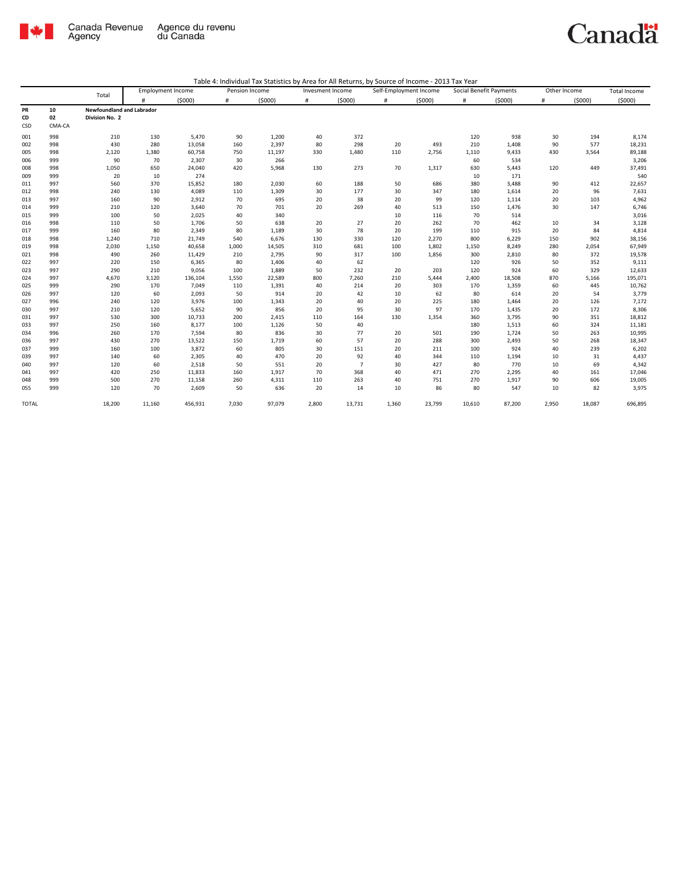Table 4: Individual Tax Statistics by Area for All Returns, by Source of Income - 2013 Tax Year

| | | Total | Employment Income | | Pension Income | | Invesment Income | | Self-Employment Income | | Social Benefit Payments | | Other Income | | Total Income |
|---|---|---|---|---|---|---|---|---|---|---|---|---|---|---|---|
| | | | # | ($000) | # | ($000) | # | ($000) | # | ($000) | # | ($000) | # | ($000) | ($000) |
| **PR** | **10** | **Newfoundland and Labrador** | | | | | | | | | | | | | |
| **CD** | **02** | **Division No. 2** | | | | | | | | | | | | | |
| CSD | CMA-CA | | | | | | | | | | | | | | |
| 001 | 998 | 210 | 130 | 5,470 | 90 | 1,200 | 40 | 372 | | | 120 | 938 | 30 | 194 | 8,174 |
| 002 | 998 | 430 | 280 | 13,058 | 160 | 2,397 | 80 | 298 | 20 | 493 | 210 | 1,408 | 90 | 577 | 18,231 |
| 005 | 998 | 2,120 | 1,380 | 60,758 | 750 | 11,197 | 330 | 1,480 | 110 | 2,756 | 1,110 | 9,433 | 430 | 3,564 | 89,188 |
| 006 | 999 | 90 | 70 | 2,307 | 30 | 266 | | | | | 60 | 534 | | | 3,206 |
| 008 | 998 | 1,050 | 650 | 24,040 | 420 | 5,968 | 130 | 273 | 70 | 1,317 | 630 | 5,443 | 120 | 449 | 37,491 |
| 009 | 999 | 20 | 10 | 274 | | | | | | | 10 | 171 | | | 540 |
| 011 | 997 | 560 | 370 | 15,852 | 180 | 2,030 | 60 | 188 | 50 | 686 | 380 | 3,488 | 90 | 412 | 22,657 |
| 012 | 998 | 240 | 130 | 4,089 | 110 | 1,309 | 30 | 177 | 30 | 347 | 180 | 1,614 | 20 | 96 | 7,631 |
| 013 | 997 | 160 | 90 | 2,912 | 70 | 695 | 20 | 38 | 20 | 99 | 120 | 1,114 | 20 | 103 | 4,962 |
| 014 | 999 | 210 | 120 | 3,640 | 70 | 701 | 20 | 269 | 40 | 513 | 150 | 1,476 | 30 | 147 | 6,746 |
| 015 | 999 | 100 | 50 | 2,025 | 40 | 340 | | | 10 | 116 | 70 | 514 | | | 3,016 |
| 016 | 998 | 110 | 50 | 1,706 | 50 | 638 | 20 | 27 | 20 | 262 | 70 | 462 | 10 | 34 | 3,128 |
| 017 | 999 | 160 | 80 | 2,349 | 80 | 1,189 | 30 | 78 | 20 | 199 | 110 | 915 | 20 | 84 | 4,814 |
| 018 | 998 | 1,240 | 710 | 21,749 | 540 | 6,676 | 130 | 330 | 120 | 2,270 | 800 | 6,229 | 150 | 902 | 38,156 |
| 019 | 998 | 2,030 | 1,150 | 40,658 | 1,000 | 14,505 | 310 | 681 | 100 | 1,802 | 1,150 | 8,249 | 280 | 2,054 | 67,949 |
| 021 | 998 | 490 | 260 | 11,429 | 210 | 2,795 | 90 | 317 | 100 | 1,856 | 300 | 2,810 | 80 | 372 | 19,578 |
| 022 | 997 | 220 | 150 | 6,365 | 80 | 1,406 | 40 | 62 | | | 120 | 926 | 50 | 352 | 9,111 |
| 023 | 997 | 290 | 210 | 9,056 | 100 | 1,889 | 50 | 232 | 20 | 203 | 120 | 924 | 60 | 329 | 12,633 |
| 024 | 997 | 4,670 | 3,120 | 136,104 | 1,550 | 22,589 | 800 | 7,260 | 210 | 5,444 | 2,400 | 18,508 | 870 | 5,166 | 195,071 |
| 025 | 999 | 290 | 170 | 7,049 | 110 | 1,391 | 40 | 214 | 20 | 303 | 170 | 1,359 | 60 | 445 | 10,762 |
| 026 | 997 | 120 | 60 | 2,093 | 50 | 914 | 20 | 42 | 10 | 62 | 80 | 614 | 20 | 54 | 3,779 |
| 027 | 996 | 240 | 120 | 3,976 | 100 | 1,343 | 20 | 40 | 20 | 225 | 180 | 1,464 | 20 | 126 | 7,172 |
| 030 | 997 | 210 | 120 | 5,652 | 90 | 856 | 20 | 95 | 30 | 97 | 170 | 1,435 | 20 | 172 | 8,306 |
| 031 | 997 | 530 | 300 | 10,733 | 200 | 2,415 | 110 | 164 | 130 | 1,354 | 360 | 3,795 | 90 | 351 | 18,812 |
| 033 | 997 | 250 | 160 | 8,177 | 100 | 1,126 | 50 | 40 | | | 180 | 1,513 | 60 | 324 | 11,181 |
| 034 | 996 | 260 | 170 | 7,594 | 80 | 836 | 30 | 77 | 20 | 501 | 190 | 1,724 | 50 | 263 | 10,995 |
| 036 | 997 | 430 | 270 | 13,522 | 150 | 1,719 | 60 | 57 | 20 | 288 | 300 | 2,493 | 50 | 268 | 18,347 |
| 037 | 999 | 160 | 100 | 3,872 | 60 | 805 | 30 | 151 | 20 | 211 | 100 | 924 | 40 | 239 | 6,202 |
| 039 | 997 | 140 | 60 | 2,305 | 40 | 470 | 20 | 92 | 40 | 344 | 110 | 1,194 | 10 | 31 | 4,437 |
| 040 | 997 | 120 | 60 | 2,518 | 50 | 551 | 20 | 7 | 30 | 427 | 80 | 770 | 10 | 69 | 4,342 |
| 041 | 997 | 420 | 250 | 11,833 | 160 | 1,917 | 70 | 368 | 40 | 471 | 270 | 2,295 | 40 | 161 | 17,046 |
| 048 | 999 | 500 | 270 | 11,158 | 260 | 4,311 | 110 | 263 | 40 | 751 | 270 | 1,917 | 90 | 606 | 19,005 |
| 055 | 999 | 120 | 70 | 2,609 | 50 | 636 | 20 | 14 | 10 | 86 | 80 | 547 | 10 | 82 | 3,975 |
| TOTAL | | 18,200 | 11,160 | 456,931 | 7,030 | 97,079 | 2,800 | 13,731 | 1,360 | 23,799 | 10,610 | 87,200 | 2,950 | 18,087 | 696,895 |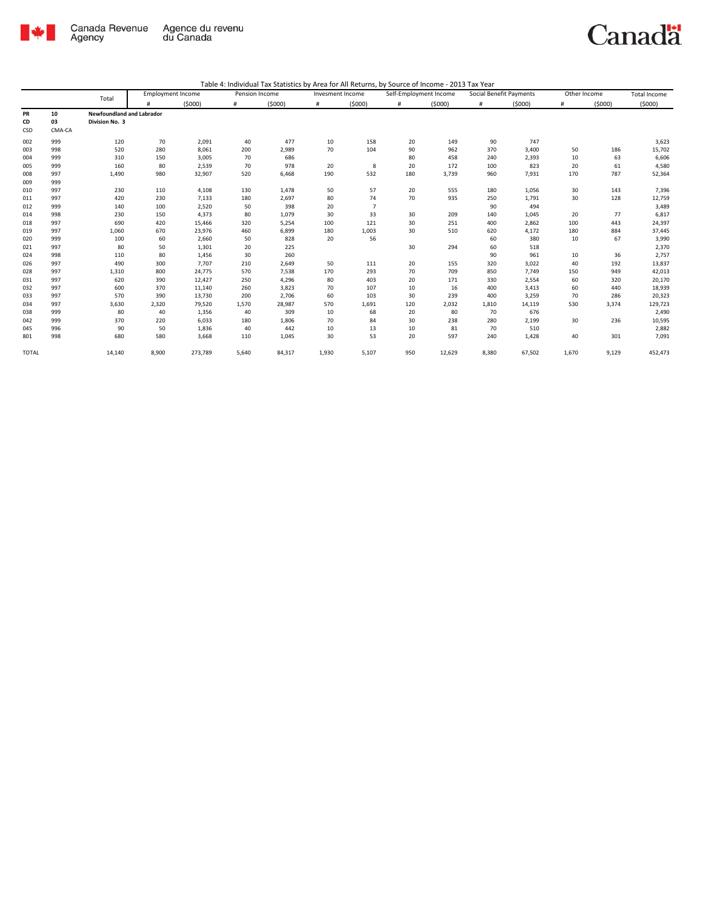Canada Revenue Agency / Agence du revenu du Canada

Canada

Table 4: Individual Tax Statistics by Area for All Returns, by Source of Income - 2013 Tax Year

| | | Total | Employment Income | | Pension Income | | Invesment Income | | Self-Employment Income | | Social Benefit Payments | | Other Income | | Total Income |
|---|---|---|---|---|---|---|---|---|---|---|---|---|---|---|---|
| | | | # | ($000) | # | ($000) | # | ($000) | # | ($000) | # | ($000) | # | ($000) | ($000) |
| **PR** | **10** | **Newfoundland and Labrador** | | | | | | | | | | | | | |
| **CD** | **03** | **Division No. 3** | | | | | | | | | | | | | |
| **CSD** | **CMA-CA** | | | | | | | | | | | | | | |
| 002 | 999 | 120 | 70 | 2,091 | 40 | 477 | 10 | 158 | 20 | 149 | 90 | 747 | | | 3,623 |
| 003 | 998 | 520 | 280 | 8,061 | 200 | 2,989 | 70 | 104 | 90 | 962 | 370 | 3,400 | 50 | 186 | 15,702 |
| 004 | 999 | 310 | 150 | 3,005 | 70 | 686 | | | 80 | 458 | 240 | 2,393 | 10 | 63 | 6,606 |
| 005 | 999 | 160 | 80 | 2,539 | 70 | 978 | 20 | 8 | 20 | 172 | 100 | 823 | 20 | 61 | 4,580 |
| 008 | 997 | 1,490 | 980 | 32,907 | 520 | 6,468 | 190 | 532 | 180 | 3,739 | 960 | 7,931 | 170 | 787 | 52,364 |
| 009 | 999 | | | | | | | | | | | | | | |
| 010 | 997 | 230 | 110 | 4,108 | 130 | 1,478 | 50 | 57 | 20 | 555 | 180 | 1,056 | 30 | 143 | 7,396 |
| 011 | 997 | 420 | 230 | 7,133 | 180 | 2,697 | 80 | 74 | 70 | 935 | 250 | 1,791 | 30 | 128 | 12,759 |
| 012 | 999 | 140 | 100 | 2,520 | 50 | 398 | 20 | 7 | | | 90 | 494 | | | 3,489 |
| 014 | 998 | 230 | 150 | 4,373 | 80 | 1,079 | 30 | 33 | 30 | 209 | 140 | 1,045 | 20 | 77 | 6,817 |
| 018 | 997 | 690 | 420 | 15,466 | 320 | 5,254 | 100 | 121 | 30 | 251 | 400 | 2,862 | 100 | 443 | 24,397 |
| 019 | 997 | 1,060 | 670 | 23,976 | 460 | 6,899 | 180 | 1,003 | 30 | 510 | 620 | 4,172 | 180 | 884 | 37,445 |
| 020 | 999 | 100 | 60 | 2,660 | 50 | 828 | 20 | 56 | | | 60 | 380 | 10 | 67 | 3,990 |
| 021 | 997 | 80 | 50 | 1,301 | 20 | 225 | | | 30 | 294 | 60 | 518 | | | 2,370 |
| 024 | 998 | 110 | 80 | 1,456 | 30 | 260 | | | | | 90 | 961 | 10 | 36 | 2,757 |
| 026 | 997 | 490 | 300 | 7,707 | 210 | 2,649 | 50 | 111 | 20 | 155 | 320 | 3,022 | 40 | 192 | 13,837 |
| 028 | 997 | 1,310 | 800 | 24,775 | 570 | 7,538 | 170 | 293 | 70 | 709 | 850 | 7,749 | 150 | 949 | 42,013 |
| 031 | 997 | 620 | 390 | 12,427 | 250 | 4,296 | 80 | 403 | 20 | 171 | 330 | 2,554 | 60 | 320 | 20,170 |
| 032 | 997 | 600 | 370 | 11,140 | 260 | 3,823 | 70 | 107 | 10 | 16 | 400 | 3,413 | 60 | 440 | 18,939 |
| 033 | 997 | 570 | 390 | 13,730 | 200 | 2,706 | 60 | 103 | 30 | 239 | 400 | 3,259 | 70 | 286 | 20,323 |
| 034 | 997 | 3,630 | 2,320 | 79,520 | 1,570 | 28,987 | 570 | 1,691 | 120 | 2,032 | 1,810 | 14,119 | 530 | 3,374 | 129,723 |
| 038 | 999 | 80 | 40 | 1,356 | 40 | 309 | 10 | 68 | 20 | 80 | 70 | 676 | | | 2,490 |
| 042 | 999 | 370 | 220 | 6,033 | 180 | 1,806 | 70 | 84 | 30 | 238 | 280 | 2,199 | 30 | 236 | 10,595 |
| 045 | 996 | 90 | 50 | 1,836 | 40 | 442 | 10 | 13 | 10 | 81 | 70 | 510 | | | 2,882 |
| 801 | 998 | 680 | 580 | 3,668 | 110 | 1,045 | 30 | 53 | 20 | 597 | 240 | 1,428 | 40 | 301 | 7,091 |
| TOTAL | | 14,140 | 8,900 | 273,789 | 5,640 | 84,317 | 1,930 | 5,107 | 950 | 12,629 | 8,380 | 67,502 | 1,670 | 9,129 | 452,473 |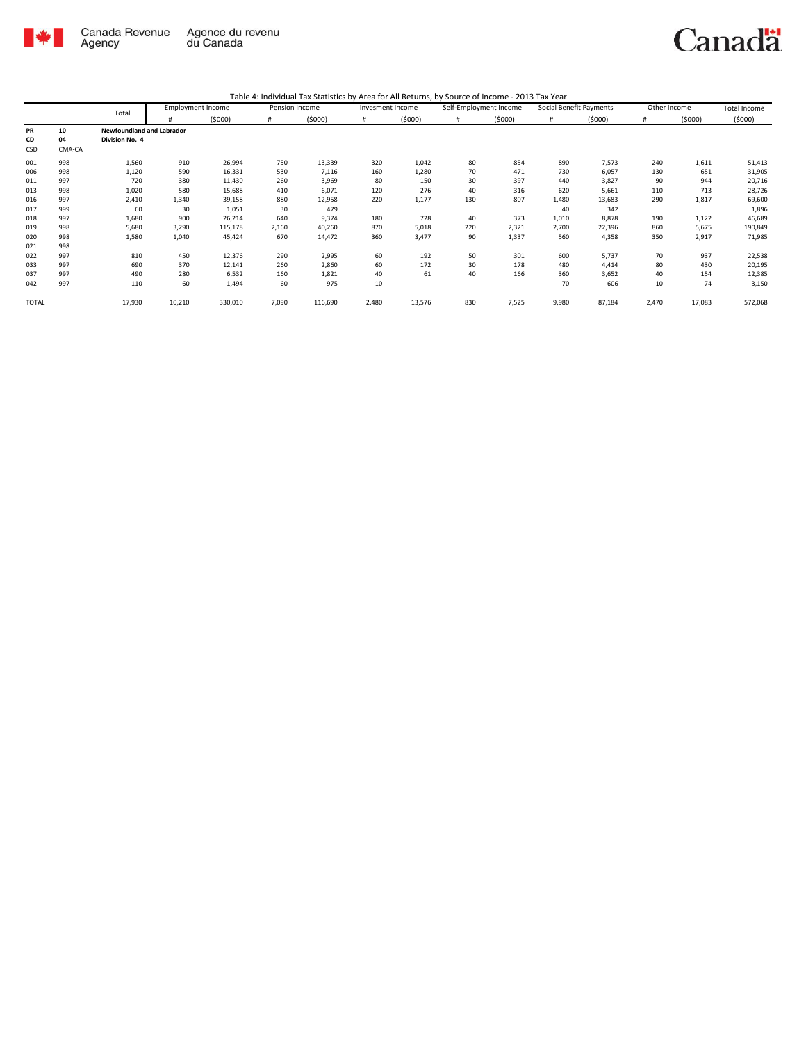Table 4: Individual Tax Statistics by Area for All Returns, by Source of Income - 2013 Tax Year

| | | Total | Employment Income | | Pension Income | | Invesment Income | | Self-Employment Income | | Social Benefit Payments | | Other Income | | Total Income |
|---|---|---|---|---|---|---|---|---|---|---|---|---|---|---|---|
| | | | # | ($000) | # | ($000) | # | ($000) | # | ($000) | # | ($000) | # | ($000) | ($000) |
| **PR** | **10** | **Newfoundland and Labrador** | | | | | | | | | | | | | |
| **CD** | **04** | **Division No. 4** | | | | | | | | | | | | | |
| CSD | CMA-CA | | | | | | | | | | | | | | |
| 001 | 998 | 1,560 | 910 | 26,994 | 750 | 13,339 | 320 | 1,042 | 80 | 854 | 890 | 7,573 | 240 | 1,611 | 51,413 |
| 006 | 998 | 1,120 | 590 | 16,331 | 530 | 7,116 | 160 | 1,280 | 70 | 471 | 730 | 6,057 | 130 | 651 | 31,905 |
| 011 | 997 | 720 | 380 | 11,430 | 260 | 3,969 | 80 | 150 | 30 | 397 | 440 | 3,827 | 90 | 944 | 20,716 |
| 013 | 998 | 1,020 | 580 | 15,688 | 410 | 6,071 | 120 | 276 | 40 | 316 | 620 | 5,661 | 110 | 713 | 28,726 |
| 016 | 997 | 2,410 | 1,340 | 39,158 | 880 | 12,958 | 220 | 1,177 | 130 | 807 | 1,480 | 13,683 | 290 | 1,817 | 69,600 |
| 017 | 999 | 60 | 30 | 1,051 | 30 | 479 | | | | | 40 | 342 | | | 1,896 |
| 018 | 997 | 1,680 | 900 | 26,214 | 640 | 9,374 | 180 | 728 | 40 | 373 | 1,010 | 8,878 | 190 | 1,122 | 46,689 |
| 019 | 998 | 5,680 | 3,290 | 115,178 | 2,160 | 40,260 | 870 | 5,018 | 220 | 2,321 | 2,700 | 22,396 | 860 | 5,675 | 190,849 |
| 020 | 998 | 1,580 | 1,040 | 45,424 | 670 | 14,472 | 360 | 3,477 | 90 | 1,337 | 560 | 4,358 | 350 | 2,917 | 71,985 |
| 021 | 998 | | | | | | | | | | | | | | |
| 022 | 997 | 810 | 450 | 12,376 | 290 | 2,995 | 60 | 192 | 50 | 301 | 600 | 5,737 | 70 | 937 | 22,538 |
| 033 | 997 | 690 | 370 | 12,141 | 260 | 2,860 | 60 | 172 | 30 | 178 | 480 | 4,414 | 80 | 430 | 20,195 |
| 037 | 997 | 490 | 280 | 6,532 | 160 | 1,821 | 40 | 61 | 40 | 166 | 360 | 3,652 | 40 | 154 | 12,385 |
| 042 | 997 | 110 | 60 | 1,494 | 60 | 975 | 10 | | | | 70 | 606 | 10 | 74 | 3,150 |
| TOTAL | | 17,930 | 10,210 | 330,010 | 7,090 | 116,690 | 2,480 | 13,576 | 830 | 7,525 | 9,980 | 87,184 | 2,470 | 17,083 | 572,068 |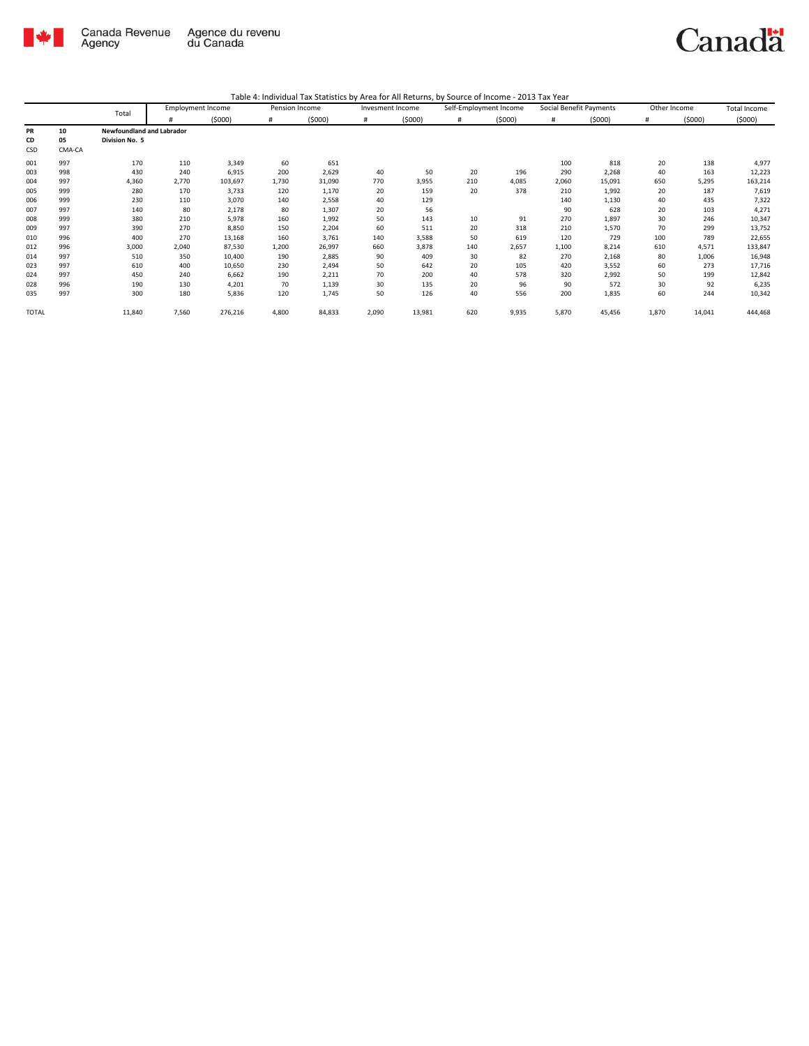Canada Revenue Agency | Agence du revenu du Canada

Table 4: Individual Tax Statistics by Area for All Returns, by Source of Income - 2013 Tax Year

| | | Total | Employment Income | | Pension Income | | Invesment Income | | Self-Employment Income | | Social Benefit Payments | | Other Income | | Total Income |
|---|---|---|---|---|---|---|---|---|---|---|---|---|---|---|---|
| | | | # | ($000) | # | ($000) | # | ($000) | # | ($000) | # | ($000) | # | ($000) | ($000) |
| **PR** | **10** | **Newfoundland and Labrador** | | | | | | | | | | | | | |
| **CD** | **05** | **Division No. 5** | | | | | | | | | | | | | |
| CSD | CMA-CA | | | | | | | | | | | | | | |
| 001 | 997 | 170 | 110 | 3,349 | 60 | 651 | | | | | 100 | 818 | 20 | 138 | 4,977 |
| 003 | 998 | 430 | 240 | 6,915 | 200 | 2,629 | 40 | 50 | 20 | 196 | 290 | 2,268 | 40 | 163 | 12,223 |
| 004 | 997 | 4,360 | 2,770 | 103,697 | 1,730 | 31,090 | 770 | 3,955 | 210 | 4,085 | 2,060 | 15,091 | 650 | 5,295 | 163,214 |
| 005 | 999 | 280 | 170 | 3,733 | 120 | 1,170 | 20 | 159 | 20 | 378 | 210 | 1,992 | 20 | 187 | 7,619 |
| 006 | 999 | 230 | 110 | 3,070 | 140 | 2,558 | 40 | 129 | | | 140 | 1,130 | 40 | 435 | 7,322 |
| 007 | 997 | 140 | 80 | 2,178 | 80 | 1,307 | 20 | 56 | | | 90 | 628 | 20 | 103 | 4,271 |
| 008 | 999 | 380 | 210 | 5,978 | 160 | 1,992 | 50 | 143 | 10 | 91 | 270 | 1,897 | 30 | 246 | 10,347 |
| 009 | 997 | 390 | 270 | 8,850 | 150 | 2,204 | 60 | 511 | 20 | 318 | 210 | 1,570 | 70 | 299 | 13,752 |
| 010 | 996 | 400 | 270 | 13,168 | 160 | 3,761 | 140 | 3,588 | 50 | 619 | 120 | 729 | 100 | 789 | 22,655 |
| 012 | 996 | 3,000 | 2,040 | 87,530 | 1,200 | 26,997 | 660 | 3,878 | 140 | 2,657 | 1,100 | 8,214 | 610 | 4,571 | 133,847 |
| 014 | 997 | 510 | 350 | 10,400 | 190 | 2,885 | 90 | 409 | 30 | 82 | 270 | 2,168 | 80 | 1,006 | 16,948 |
| 023 | 997 | 610 | 400 | 10,650 | 230 | 2,494 | 50 | 642 | 20 | 105 | 420 | 3,552 | 60 | 273 | 17,716 |
| 024 | 997 | 450 | 240 | 6,662 | 190 | 2,211 | 70 | 200 | 40 | 578 | 320 | 2,992 | 50 | 199 | 12,842 |
| 028 | 996 | 190 | 130 | 4,201 | 70 | 1,139 | 30 | 135 | 20 | 96 | 90 | 572 | 30 | 92 | 6,235 |
| 035 | 997 | 300 | 180 | 5,836 | 120 | 1,745 | 50 | 126 | 40 | 556 | 200 | 1,835 | 60 | 244 | 10,342 |
| TOTAL | | 11,840 | 7,560 | 276,216 | 4,800 | 84,833 | 2,090 | 13,981 | 620 | 9,935 | 5,870 | 45,456 | 1,870 | 14,041 | 444,468 |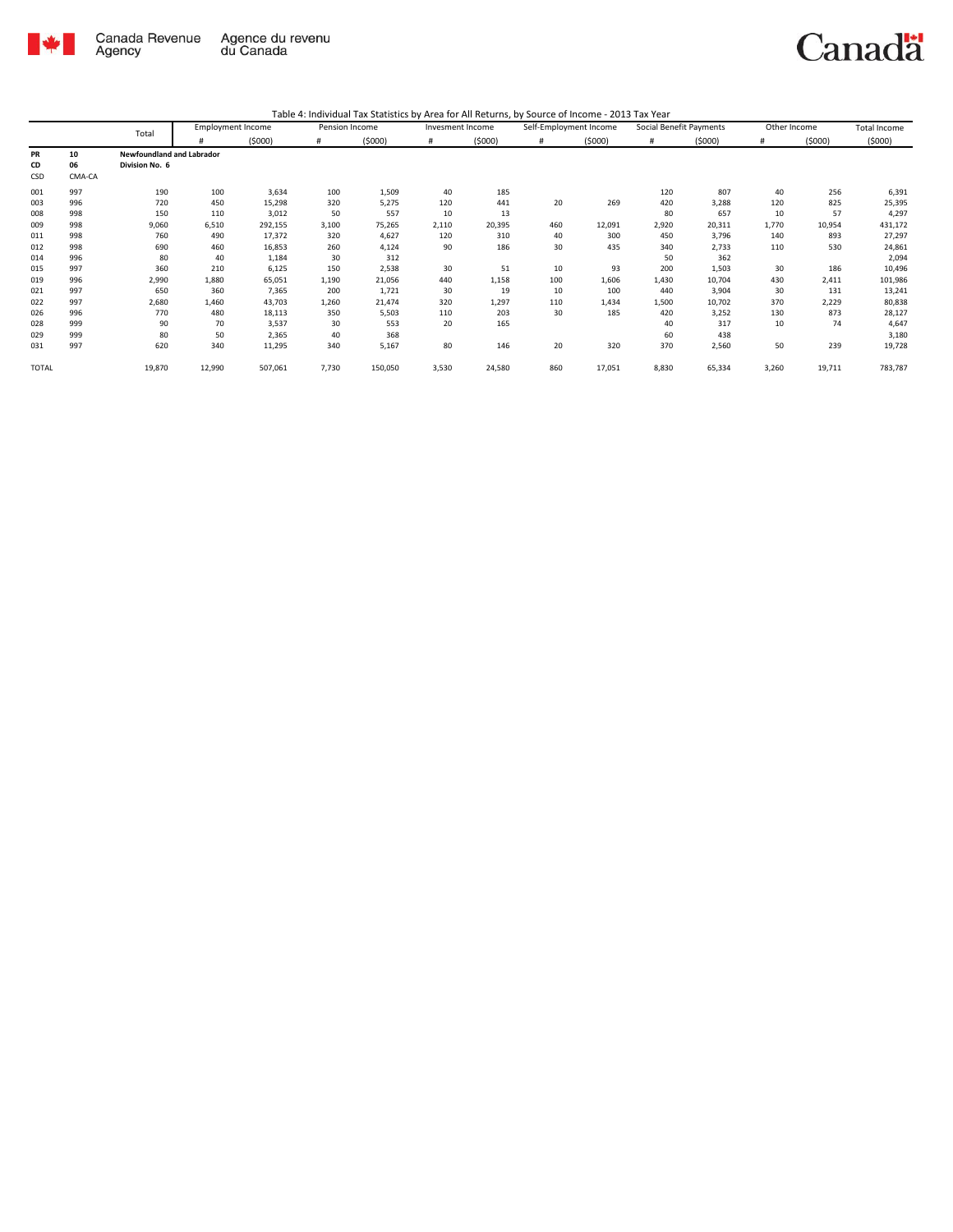Canada Revenue Agency / Agence du revenu du Canada

Canada

Table 4: Individual Tax Statistics by Area for All Returns, by Source of Income - 2013 Tax Year

| | | Total | Employment Income | | Pension Income | | Invesment Income | | Self-Employment Income | | Social Benefit Payments | | Other Income | | Total Income |
|---|---|---|---|---|---|---|---|---|---|---|---|---|---|---|---|
| | | | # | ($000) | # | ($000) | # | ($000) | # | ($000) | # | ($000) | # | ($000) | ($000) |
| **PR** | **10** | **Newfoundland and Labrador** | | | | | | | | | | | | | |
| **CD** | **06** | **Division No. 6** | | | | | | | | | | | | | |
| CSD | CMA-CA | | | | | | | | | | | | | | |
| 001 | 997 | 190 | 100 | 3,634 | 100 | 1,509 | 40 | 185 | | | 120 | 807 | 40 | 256 | 6,391 |
| 003 | 996 | 720 | 450 | 15,298 | 320 | 5,275 | 120 | 441 | 20 | 269 | 420 | 3,288 | 120 | 825 | 25,395 |
| 008 | 998 | 150 | 110 | 3,012 | 50 | 557 | 10 | 13 | | | 80 | 657 | 10 | 57 | 4,297 |
| 009 | 998 | 9,060 | 6,510 | 292,155 | 3,100 | 75,265 | 2,110 | 20,395 | 460 | 12,091 | 2,920 | 20,311 | 1,770 | 10,954 | 431,172 |
| 011 | 998 | 760 | 490 | 17,372 | 320 | 4,627 | 120 | 310 | 40 | 300 | 450 | 3,796 | 140 | 893 | 27,297 |
| 012 | 998 | 690 | 460 | 16,853 | 260 | 4,124 | 90 | 186 | 30 | 435 | 340 | 2,733 | 110 | 530 | 24,861 |
| 014 | 996 | 80 | 40 | 1,184 | 30 | 312 | | | | | 50 | 362 | | | 2,094 |
| 015 | 997 | 360 | 210 | 6,125 | 150 | 2,538 | 30 | 51 | 10 | 93 | 200 | 1,503 | 30 | 186 | 10,496 |
| 019 | 996 | 2,990 | 1,880 | 65,051 | 1,190 | 21,056 | 440 | 1,158 | 100 | 1,606 | 1,430 | 10,704 | 430 | 2,411 | 101,986 |
| 021 | 997 | 650 | 360 | 7,365 | 200 | 1,721 | 30 | 19 | 10 | 100 | 440 | 3,904 | 30 | 131 | 13,241 |
| 022 | 997 | 2,680 | 1,460 | 43,703 | 1,260 | 21,474 | 320 | 1,297 | 110 | 1,434 | 1,500 | 10,702 | 370 | 2,229 | 80,838 |
| 026 | 996 | 770 | 480 | 18,113 | 350 | 5,503 | 110 | 203 | 30 | 185 | 420 | 3,252 | 130 | 873 | 28,127 |
| 028 | 999 | 90 | 70 | 3,537 | 30 | 553 | 20 | 165 | | | 40 | 317 | 10 | 74 | 4,647 |
| 029 | 999 | 80 | 50 | 2,365 | 40 | 368 | | | | | 60 | 438 | | | 3,180 |
| 031 | 997 | 620 | 340 | 11,295 | 340 | 5,167 | 80 | 146 | 20 | 320 | 370 | 2,560 | 50 | 239 | 19,728 |
| TOTAL | | 19,870 | 12,990 | 507,061 | 7,730 | 150,050 | 3,530 | 24,580 | 860 | 17,051 | 8,830 | 65,334 | 3,260 | 19,711 | 783,787 |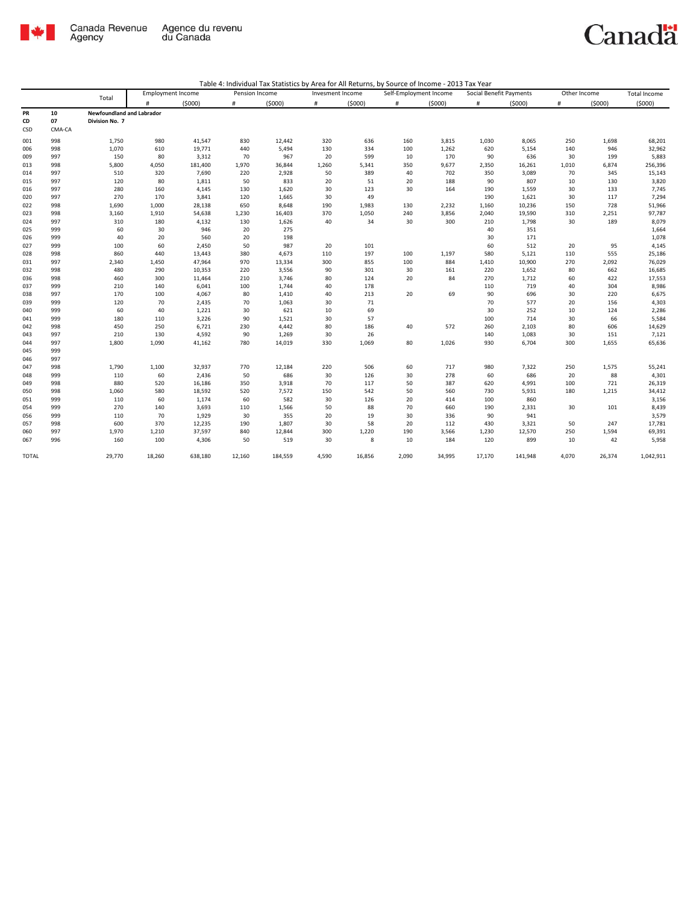Table 4: Individual Tax Statistics by Area for All Returns, by Source of Income - 2013 Tax Year

| | | Total | Employment Income | | Pension Income | | Invesment Income | | Self-Employment Income | | Social Benefit Payments | | Other Income | | Total Income |
|---|---|---|---|---|---|---|---|---|---|---|---|---|---|---|---|
| | | | # | ($000) | # | ($000) | # | ($000) | # | ($000) | # | ($000) | # | ($000) | ($000) |
| **PR** | **10** | **Newfoundland and Labrador** | | | | | | | | | | | | | |
| **CD** | **07** | **Division No. 7** | | | | | | | | | | | | | |
| **CSD** | CMA-CA | | | | | | | | | | | | | | |
| 001 | 998 | 1,750 | 980 | 41,547 | 830 | 12,442 | 320 | 636 | 160 | 3,815 | 1,030 | 8,065 | 250 | 1,698 | 68,201 |
| 006 | 998 | 1,070 | 610 | 19,771 | 440 | 5,494 | 130 | 334 | 100 | 1,262 | 620 | 5,154 | 140 | 946 | 32,962 |
| 009 | 997 | 150 | 80 | 3,312 | 70 | 967 | 20 | 599 | 10 | 170 | 90 | 636 | 30 | 199 | 5,883 |
| 013 | 998 | 5,800 | 4,050 | 181,400 | 1,970 | 36,844 | 1,260 | 5,341 | 350 | 9,677 | 2,350 | 16,261 | 1,010 | 6,874 | 256,396 |
| 014 | 997 | 510 | 320 | 7,690 | 220 | 2,928 | 50 | 389 | 40 | 702 | 350 | 3,089 | 70 | 345 | 15,143 |
| 015 | 997 | 120 | 80 | 1,811 | 50 | 833 | 20 | 51 | 20 | 188 | 90 | 807 | 10 | 130 | 3,820 |
| 016 | 997 | 280 | 160 | 4,145 | 130 | 1,620 | 30 | 123 | 30 | 164 | 190 | 1,559 | 30 | 133 | 7,745 |
| 020 | 997 | 270 | 170 | 3,841 | 120 | 1,665 | 30 | 49 | | | 190 | 1,621 | 30 | 117 | 7,294 |
| 022 | 998 | 1,690 | 1,000 | 28,138 | 650 | 8,648 | 190 | 1,983 | 130 | 2,232 | 1,160 | 10,236 | 150 | 728 | 51,966 |
| 023 | 998 | 3,160 | 1,910 | 54,638 | 1,230 | 16,403 | 370 | 1,050 | 240 | 3,856 | 2,040 | 19,590 | 310 | 2,251 | 97,787 |
| 024 | 997 | 310 | 180 | 4,132 | 130 | 1,626 | 40 | 34 | 30 | 300 | 210 | 1,798 | 30 | 189 | 8,079 |
| 025 | 999 | 60 | 30 | 946 | 20 | 275 | | | | | 40 | 351 | | | 1,664 |
| 026 | 999 | 40 | 20 | 560 | 20 | 198 | | | | | 30 | 171 | | | 1,078 |
| 027 | 999 | 100 | 60 | 2,450 | 50 | 987 | 20 | 101 | | | 60 | 512 | 20 | 95 | 4,145 |
| 028 | 998 | 860 | 440 | 13,443 | 380 | 4,673 | 110 | 197 | 100 | 1,197 | 580 | 5,121 | 110 | 555 | 25,186 |
| 031 | 997 | 2,340 | 1,450 | 47,964 | 970 | 13,334 | 300 | 855 | 100 | 884 | 1,410 | 10,900 | 270 | 2,092 | 76,029 |
| 032 | 998 | 480 | 290 | 10,353 | 220 | 3,556 | 90 | 301 | 30 | 161 | 220 | 1,652 | 80 | 662 | 16,685 |
| 036 | 998 | 460 | 300 | 11,464 | 210 | 3,746 | 80 | 124 | 20 | 84 | 270 | 1,712 | 60 | 422 | 17,553 |
| 037 | 999 | 210 | 140 | 6,041 | 100 | 1,744 | 40 | 178 | | | 110 | 719 | 40 | 304 | 8,986 |
| 038 | 997 | 170 | 100 | 4,067 | 80 | 1,410 | 40 | 213 | 20 | 69 | 90 | 696 | 30 | 220 | 6,675 |
| 039 | 999 | 120 | 70 | 2,435 | 70 | 1,063 | 30 | 71 | | | 70 | 577 | 20 | 156 | 4,303 |
| 040 | 999 | 60 | 40 | 1,221 | 30 | 621 | 10 | 69 | | | 30 | 252 | 10 | 124 | 2,286 |
| 041 | 999 | 180 | 110 | 3,226 | 90 | 1,521 | 30 | 57 | | | 100 | 714 | 30 | 66 | 5,584 |
| 042 | 998 | 450 | 250 | 6,721 | 230 | 4,442 | 80 | 186 | 40 | 572 | 260 | 2,103 | 80 | 606 | 14,629 |
| 043 | 997 | 210 | 130 | 4,592 | 90 | 1,269 | 30 | 26 | | | 140 | 1,083 | 30 | 151 | 7,121 |
| 044 | 997 | 1,800 | 1,090 | 41,162 | 780 | 14,019 | 330 | 1,069 | 80 | 1,026 | 930 | 6,704 | 300 | 1,655 | 65,636 |
| 045 | 999 | | | | | | | | | | | | | | |
| 046 | 997 | | | | | | | | | | | | | | |
| 047 | 998 | 1,790 | 1,100 | 32,937 | 770 | 12,184 | 220 | 506 | 60 | 717 | 980 | 7,322 | 250 | 1,575 | 55,241 |
| 048 | 999 | 110 | 60 | 2,436 | 50 | 686 | 30 | 126 | 30 | 278 | 60 | 686 | 20 | 88 | 4,301 |
| 049 | 998 | 880 | 520 | 16,186 | 350 | 3,918 | 70 | 117 | 50 | 387 | 620 | 4,991 | 100 | 721 | 26,319 |
| 050 | 998 | 1,060 | 580 | 18,592 | 520 | 7,572 | 150 | 542 | 50 | 560 | 730 | 5,931 | 180 | 1,215 | 34,412 |
| 051 | 999 | 110 | 60 | 1,174 | 60 | 582 | 30 | 126 | 20 | 414 | 100 | 860 | | | 3,156 |
| 054 | 999 | 270 | 140 | 3,693 | 110 | 1,566 | 50 | 88 | 70 | 660 | 190 | 2,331 | 30 | 101 | 8,439 |
| 056 | 999 | 110 | 70 | 1,929 | 30 | 355 | 20 | 19 | 30 | 336 | 90 | 941 | | | 3,579 |
| 057 | 998 | 600 | 370 | 12,235 | 190 | 1,807 | 30 | 58 | 20 | 112 | 430 | 3,321 | 50 | 247 | 17,781 |
| 060 | 997 | 1,970 | 1,210 | 37,597 | 840 | 12,844 | 300 | 1,220 | 190 | 3,566 | 1,230 | 12,570 | 250 | 1,594 | 69,391 |
| 067 | 996 | 160 | 100 | 4,306 | 50 | 519 | 30 | 8 | 10 | 184 | 120 | 899 | 10 | 42 | 5,958 |
| TOTAL | | 29,770 | 18,260 | 638,180 | 12,160 | 184,559 | 4,590 | 16,856 | 2,090 | 34,995 | 17,170 | 141,948 | 4,070 | 26,374 | 1,042,911 |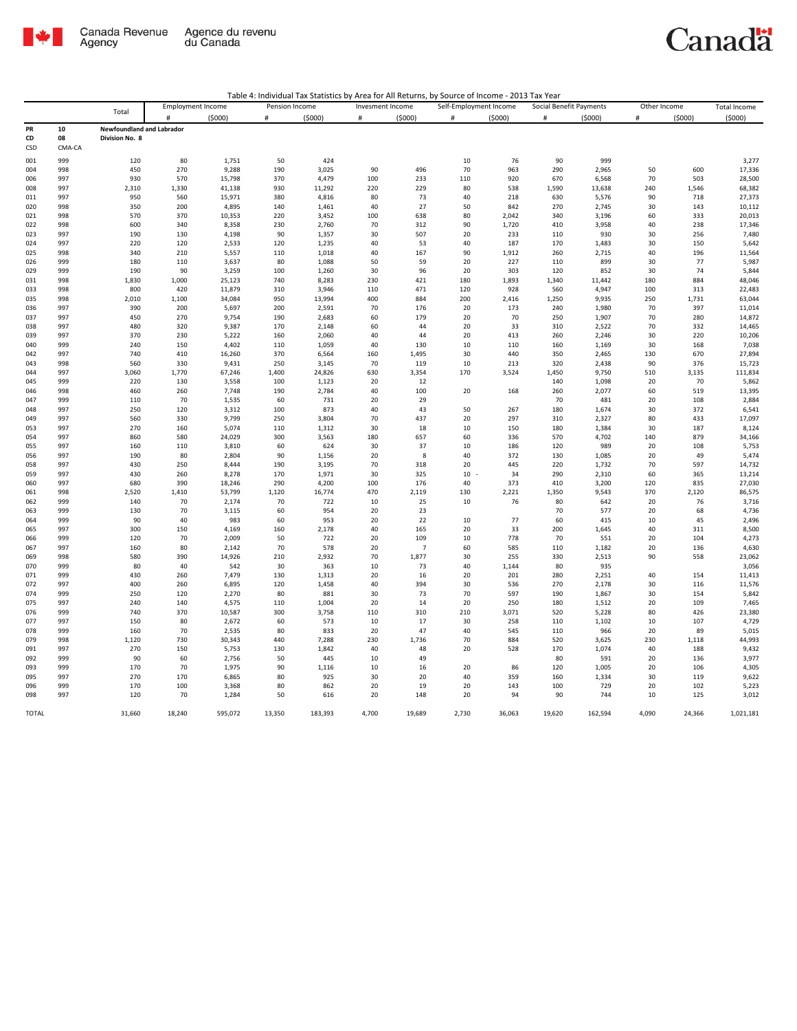Table 4: Individual Tax Statistics by Area for All Returns, by Source of Income - 2013 Tax Year

| | | Total | Employment Income | | Pension Income | | Invesment Income | | Self-Employment Income | | Social Benefit Payments | | Other Income | | Total Income |
|---|---|---|---|---|---|---|---|---|---|---|---|---|---|---|---|
| | | | # | ($000) | # | ($000) | # | ($000) | # | ($000) | # | ($000) | # | ($000) | ($000) |
| **PR** | **10** | **Newfoundland and Labrador** | | | | | | | | | | | | | |
| **CD** | **08** | **Division No. 8** | | | | | | | | | | | | | |
| CSD | CMA-CA | | | | | | | | | | | | | | |
| 001 | 999 | 120 | 80 | 1,751 | 50 | 424 | | | 10 | 76 | 90 | 999 | | | 3,277 |
| 004 | 998 | 450 | 270 | 9,288 | 190 | 3,025 | 90 | 496 | 70 | 963 | 290 | 2,965 | 50 | 600 | 17,336 |
| 006 | 997 | 930 | 570 | 15,798 | 370 | 4,479 | 100 | 233 | 110 | 920 | 670 | 6,568 | 70 | 503 | 28,500 |
| 008 | 997 | 2,310 | 1,330 | 41,138 | 930 | 11,292 | 220 | 229 | 80 | 538 | 1,590 | 13,638 | 240 | 1,546 | 68,382 |
| 011 | 997 | 950 | 560 | 15,971 | 380 | 4,816 | 80 | 73 | 40 | 218 | 630 | 5,576 | 90 | 718 | 27,373 |
| 020 | 998 | 350 | 200 | 4,895 | 140 | 1,461 | 40 | 27 | 50 | 842 | 270 | 2,745 | 30 | 143 | 10,112 |
| 021 | 998 | 570 | 370 | 10,353 | 220 | 3,452 | 100 | 638 | 80 | 2,042 | 340 | 3,196 | 60 | 333 | 20,013 |
| 022 | 998 | 600 | 340 | 8,358 | 230 | 2,760 | 70 | 312 | 90 | 1,720 | 410 | 3,958 | 40 | 238 | 17,346 |
| 023 | 997 | 190 | 130 | 4,198 | 90 | 1,357 | 30 | 507 | 20 | 233 | 110 | 930 | 30 | 256 | 7,480 |
| 024 | 997 | 220 | 120 | 2,533 | 120 | 1,235 | 40 | 53 | 40 | 187 | 170 | 1,483 | 30 | 150 | 5,642 |
| 025 | 998 | 340 | 210 | 5,557 | 110 | 1,018 | 40 | 167 | 90 | 1,912 | 260 | 2,715 | 40 | 196 | 11,564 |
| 026 | 999 | 180 | 110 | 3,637 | 80 | 1,088 | 50 | 59 | 20 | 227 | 110 | 899 | 30 | 77 | 5,987 |
| 029 | 999 | 190 | 90 | 3,259 | 100 | 1,260 | 30 | 96 | 20 | 303 | 120 | 852 | 30 | 74 | 5,844 |
| 031 | 998 | 1,830 | 1,000 | 25,123 | 740 | 8,283 | 230 | 421 | 180 | 1,893 | 1,340 | 11,442 | 180 | 884 | 48,046 |
| 033 | 998 | 800 | 420 | 11,879 | 310 | 3,946 | 110 | 471 | 120 | 928 | 560 | 4,947 | 100 | 313 | 22,483 |
| 035 | 998 | 2,010 | 1,100 | 34,084 | 950 | 13,994 | 400 | 884 | 200 | 2,416 | 1,250 | 9,935 | 250 | 1,731 | 63,044 |
| 036 | 997 | 390 | 200 | 5,697 | 200 | 2,591 | 70 | 176 | 20 | 173 | 240 | 1,980 | 70 | 397 | 11,014 |
| 037 | 997 | 450 | 270 | 9,754 | 190 | 2,683 | 60 | 179 | 20 | 70 | 250 | 1,907 | 70 | 280 | 14,872 |
| 038 | 997 | 480 | 320 | 9,387 | 170 | 2,148 | 60 | 44 | 20 | 33 | 310 | 2,522 | 70 | 332 | 14,465 |
| 039 | 997 | 370 | 230 | 5,222 | 160 | 2,060 | 40 | 44 | 20 | 413 | 260 | 2,246 | 30 | 220 | 10,206 |
| 040 | 999 | 240 | 150 | 4,402 | 110 | 1,059 | 40 | 130 | 10 | 110 | 160 | 1,169 | 30 | 168 | 7,038 |
| 042 | 997 | 740 | 410 | 16,260 | 370 | 6,564 | 160 | 1,495 | 30 | 440 | 350 | 2,465 | 130 | 670 | 27,894 |
| 043 | 998 | 560 | 330 | 9,431 | 250 | 3,145 | 70 | 119 | 10 | 213 | 320 | 2,438 | 90 | 376 | 15,723 |
| 044 | 997 | 3,060 | 1,770 | 67,246 | 1,400 | 24,826 | 630 | 3,354 | 170 | 3,524 | 1,450 | 9,750 | 510 | 3,135 | 111,834 |
| 045 | 999 | 220 | 130 | 3,558 | 100 | 1,123 | 20 | 12 | | | 140 | 1,098 | 20 | 70 | 5,862 |
| 046 | 998 | 460 | 260 | 7,748 | 190 | 2,784 | 40 | 100 | 20 | 168 | 260 | 2,077 | 60 | 519 | 13,395 |
| 047 | 999 | 110 | 70 | 1,535 | 60 | 731 | 20 | 29 | | | 70 | 481 | 20 | 108 | 2,884 |
| 048 | 997 | 250 | 120 | 3,312 | 100 | 873 | 40 | 43 | 50 | 267 | 180 | 1,674 | 30 | 372 | 6,541 |
| 049 | 997 | 560 | 330 | 9,799 | 250 | 3,804 | 70 | 437 | 20 | 297 | 310 | 2,327 | 80 | 433 | 17,097 |
| 053 | 997 | 270 | 160 | 5,074 | 110 | 1,312 | 30 | 18 | 10 | 150 | 180 | 1,384 | 30 | 187 | 8,124 |
| 054 | 997 | 860 | 580 | 24,029 | 300 | 3,563 | 180 | 657 | 60 | 336 | 570 | 4,702 | 140 | 879 | 34,166 |
| 055 | 997 | 160 | 110 | 3,810 | 60 | 624 | 30 | 37 | 10 | 186 | 120 | 989 | 20 | 108 | 5,753 |
| 056 | 997 | 190 | 80 | 2,804 | 90 | 1,156 | 20 | 8 | 40 | 372 | 130 | 1,085 | 20 | 49 | 5,474 |
| 058 | 997 | 430 | 250 | 8,444 | 190 | 3,195 | 70 | 318 | 20 | 445 | 220 | 1,732 | 70 | 597 | 14,732 |
| 059 | 997 | 430 | 260 | 8,278 | 170 | 1,971 | 30 | 325 | 10 - | 34 | 290 | 2,310 | 60 | 365 | 13,214 |
| 060 | 997 | 680 | 390 | 18,246 | 290 | 4,200 | 100 | 176 | 40 | 373 | 410 | 3,200 | 120 | 835 | 27,030 |
| 061 | 998 | 2,520 | 1,410 | 53,799 | 1,120 | 16,774 | 470 | 2,119 | 130 | 2,221 | 1,350 | 9,543 | 370 | 2,120 | 86,575 |
| 062 | 999 | 140 | 70 | 2,174 | 70 | 722 | 10 | 25 | 10 | 76 | 80 | 642 | 20 | 76 | 3,716 |
| 063 | 999 | 130 | 70 | 3,115 | 60 | 954 | 20 | 23 | | | 70 | 577 | 20 | 68 | 4,736 |
| 064 | 999 | 90 | 40 | 983 | 60 | 953 | 20 | 22 | 10 | 77 | 60 | 415 | 10 | 45 | 2,496 |
| 065 | 997 | 300 | 150 | 4,169 | 160 | 2,178 | 40 | 165 | 20 | 33 | 200 | 1,645 | 40 | 311 | 8,500 |
| 066 | 999 | 120 | 70 | 2,009 | 50 | 722 | 20 | 109 | 10 | 778 | 70 | 551 | 20 | 104 | 4,273 |
| 067 | 997 | 160 | 80 | 2,142 | 70 | 578 | 20 | 7 | 60 | 585 | 110 | 1,182 | 20 | 136 | 4,630 |
| 069 | 998 | 580 | 390 | 14,926 | 210 | 2,932 | 70 | 1,877 | 30 | 255 | 330 | 2,513 | 90 | 558 | 23,062 |
| 070 | 999 | 80 | 40 | 542 | 30 | 363 | 10 | 73 | 40 | 1,144 | 80 | 935 | | | 3,056 |
| 071 | 999 | 430 | 260 | 7,479 | 130 | 1,313 | 20 | 16 | 20 | 201 | 280 | 2,251 | 40 | 154 | 11,413 |
| 072 | 997 | 400 | 260 | 6,895 | 120 | 1,458 | 40 | 394 | 30 | 536 | 270 | 2,178 | 30 | 116 | 11,576 |
| 074 | 999 | 250 | 120 | 2,270 | 80 | 881 | 30 | 73 | 70 | 597 | 190 | 1,867 | 30 | 154 | 5,842 |
| 075 | 997 | 240 | 140 | 4,575 | 110 | 1,004 | 20 | 14 | 20 | 250 | 180 | 1,512 | 20 | 109 | 7,465 |
| 076 | 999 | 740 | 370 | 10,587 | 300 | 3,758 | 110 | 310 | 210 | 3,071 | 520 | 5,228 | 80 | 426 | 23,380 |
| 077 | 997 | 150 | 80 | 2,672 | 60 | 573 | 10 | 17 | 30 | 258 | 110 | 1,102 | 10 | 107 | 4,729 |
| 078 | 999 | 160 | 70 | 2,535 | 80 | 833 | 20 | 47 | 40 | 545 | 110 | 966 | 20 | 89 | 5,015 |
| 079 | 998 | 1,120 | 730 | 30,343 | 440 | 7,288 | 230 | 1,736 | 70 | 884 | 520 | 3,625 | 230 | 1,118 | 44,993 |
| 091 | 997 | 270 | 150 | 5,753 | 130 | 1,842 | 40 | 48 | 20 | 528 | 170 | 1,074 | 40 | 188 | 9,432 |
| 092 | 999 | 90 | 60 | 2,756 | 50 | 445 | 10 | 49 | | | 80 | 591 | 20 | 136 | 3,977 |
| 093 | 999 | 170 | 70 | 1,975 | 90 | 1,116 | 10 | 16 | 20 | 86 | 120 | 1,005 | 20 | 106 | 4,305 |
| 095 | 997 | 270 | 170 | 6,865 | 80 | 925 | 30 | 20 | 40 | 359 | 160 | 1,334 | 30 | 119 | 9,622 |
| 096 | 999 | 170 | 100 | 3,368 | 80 | 862 | 20 | 19 | 20 | 143 | 100 | 729 | 20 | 102 | 5,223 |
| 098 | 997 | 120 | 70 | 1,284 | 50 | 616 | 20 | 148 | 20 | 94 | 90 | 744 | 10 | 125 | 3,012 |
| TOTAL | | 31,660 | 18,240 | 595,072 | 13,350 | 183,393 | 4,700 | 19,689 | 2,730 | 36,063 | 19,620 | 162,594 | 4,090 | 24,366 | 1,021,181 |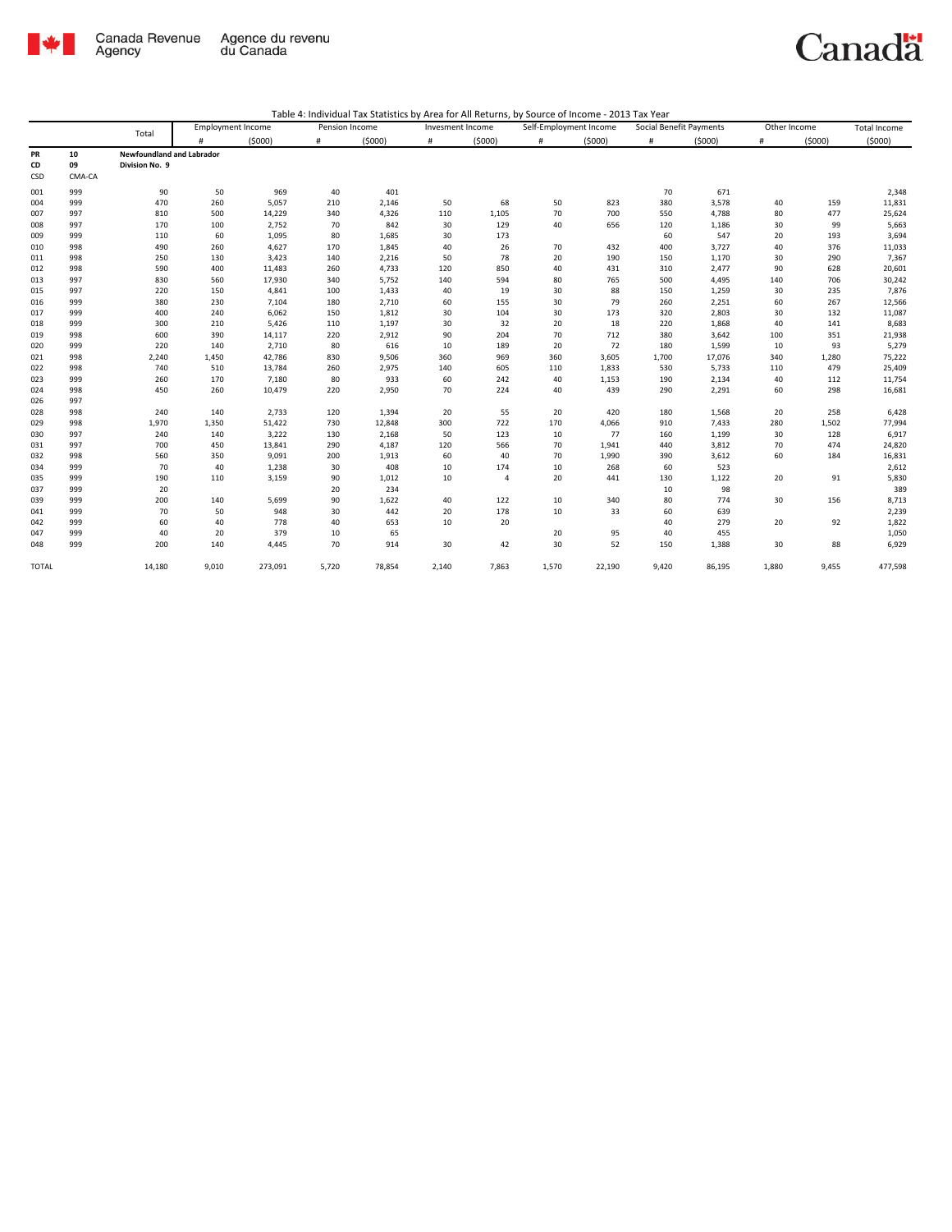Canada Revenue Agency | Agence du revenu du Canada

**Table 4: Individual Tax Statistics by Area for All Returns, by Source of Income - 2013 Tax Year**

| | | Total | Employment Income | | Pension Income | | Invesment Income | | Self-Employment Income | | Social Benefit Payments | | Other Income | | Total Income |
|---|---|---|---|---|---|---|---|---|---|---|---|---|---|---|---|
| | | | # | ($000) | # | ($000) | # | ($000) | # | ($000) | # | ($000) | # | ($000) | ($000) |
| PR | 10 | Newfoundland and Labrador | | | | | | | | | | | | | |
| CD | 09 | Division No. 9 | | | | | | | | | | | | | |
| CSD | CMA-CA | | | | | | | | | | | | | | |
| 001 | 999 | 90 | 50 | 969 | 40 | 401 | | | | | 70 | 671 | | | 2,348 |
| 004 | 999 | 470 | 260 | 5,057 | 210 | 2,146 | 50 | 68 | 50 | 823 | 380 | 3,578 | 40 | 159 | 11,831 |
| 007 | 997 | 810 | 500 | 14,229 | 340 | 4,326 | 110 | 1,105 | 70 | 700 | 550 | 4,788 | 80 | 477 | 25,624 |
| 008 | 997 | 170 | 100 | 2,752 | 70 | 842 | 30 | 129 | 40 | 656 | 120 | 1,186 | 30 | 99 | 5,663 |
| 009 | 999 | 110 | 60 | 1,095 | 80 | 1,685 | 30 | 173 | | | 60 | 547 | 20 | 193 | 3,694 |
| 010 | 998 | 490 | 260 | 4,627 | 170 | 1,845 | 40 | 26 | 70 | 432 | 400 | 3,727 | 40 | 376 | 11,033 |
| 011 | 998 | 250 | 130 | 3,423 | 140 | 2,216 | 50 | 78 | 20 | 190 | 150 | 1,170 | 30 | 290 | 7,367 |
| 012 | 998 | 590 | 400 | 11,483 | 260 | 4,733 | 120 | 850 | 40 | 431 | 310 | 2,477 | 90 | 628 | 20,601 |
| 013 | 997 | 830 | 560 | 17,930 | 340 | 5,752 | 140 | 594 | 80 | 765 | 500 | 4,495 | 140 | 706 | 30,242 |
| 015 | 997 | 220 | 150 | 4,841 | 100 | 1,433 | 40 | 19 | 30 | 88 | 150 | 1,259 | 30 | 235 | 7,876 |
| 016 | 999 | 380 | 230 | 7,104 | 180 | 2,710 | 60 | 155 | 30 | 79 | 260 | 2,251 | 60 | 267 | 12,566 |
| 017 | 999 | 400 | 240 | 6,062 | 150 | 1,812 | 30 | 104 | 30 | 173 | 320 | 2,803 | 30 | 132 | 11,087 |
| 018 | 999 | 300 | 210 | 5,426 | 110 | 1,197 | 30 | 32 | 20 | 18 | 220 | 1,868 | 40 | 141 | 8,683 |
| 019 | 998 | 600 | 390 | 14,117 | 220 | 2,912 | 90 | 204 | 70 | 712 | 380 | 3,642 | 100 | 351 | 21,938 |
| 020 | 999 | 220 | 140 | 2,710 | 80 | 616 | 10 | 189 | 20 | 72 | 180 | 1,599 | 10 | 93 | 5,279 |
| 021 | 998 | 2,240 | 1,450 | 42,786 | 830 | 9,506 | 360 | 969 | 360 | 3,605 | 1,700 | 17,076 | 340 | 1,280 | 75,222 |
| 022 | 998 | 740 | 510 | 13,784 | 260 | 2,975 | 140 | 605 | 110 | 1,833 | 530 | 5,733 | 110 | 479 | 25,409 |
| 023 | 999 | 260 | 170 | 7,180 | 80 | 933 | 60 | 242 | 40 | 1,153 | 190 | 2,134 | 40 | 112 | 11,754 |
| 024 | 998 | 450 | 260 | 10,479 | 220 | 2,950 | 70 | 224 | 40 | 439 | 290 | 2,291 | 60 | 298 | 16,681 |
| 026 | 997 | | | | | | | | | | | | | | |
| 028 | 998 | 240 | 140 | 2,733 | 120 | 1,394 | 20 | 55 | 20 | 420 | 180 | 1,568 | 20 | 258 | 6,428 |
| 029 | 998 | 1,970 | 1,350 | 51,422 | 730 | 12,848 | 300 | 722 | 170 | 4,066 | 910 | 7,433 | 280 | 1,502 | 77,994 |
| 030 | 997 | 240 | 140 | 3,222 | 130 | 2,168 | 50 | 123 | 10 | 77 | 160 | 1,199 | 30 | 128 | 6,917 |
| 031 | 997 | 700 | 450 | 13,841 | 290 | 4,187 | 120 | 566 | 70 | 1,941 | 440 | 3,812 | 70 | 474 | 24,820 |
| 032 | 998 | 560 | 350 | 9,091 | 200 | 1,913 | 60 | 40 | 70 | 1,990 | 390 | 3,612 | 60 | 184 | 16,831 |
| 034 | 999 | 70 | 40 | 1,238 | 30 | 408 | 10 | 174 | 10 | 268 | 60 | 523 | | | 2,612 |
| 035 | 999 | 190 | 110 | 3,159 | 90 | 1,012 | 10 | 4 | 20 | 441 | 130 | 1,122 | 20 | 91 | 5,830 |
| 037 | 999 | 20 | | | 20 | 234 | | | | | 10 | 98 | | | 389 |
| 039 | 999 | 200 | 140 | 5,699 | 90 | 1,622 | 40 | 122 | 10 | 340 | 80 | 774 | 30 | 156 | 8,713 |
| 041 | 999 | 70 | 50 | 948 | 30 | 442 | 20 | 178 | 10 | 33 | 60 | 639 | | | 2,239 |
| 042 | 999 | 60 | 40 | 778 | 40 | 653 | 10 | 20 | | | 40 | 279 | 20 | 92 | 1,822 |
| 047 | 999 | 40 | 20 | 379 | 10 | 65 | | | 20 | 95 | 40 | 455 | | | 1,050 |
| 048 | 999 | 200 | 140 | 4,445 | 70 | 914 | 30 | 42 | 30 | 52 | 150 | 1,388 | 30 | 88 | 6,929 |
| TOTAL | | 14,180 | 9,010 | 273,091 | 5,720 | 78,854 | 2,140 | 7,863 | 1,570 | 22,190 | 9,420 | 86,195 | 1,880 | 9,455 | 477,598 |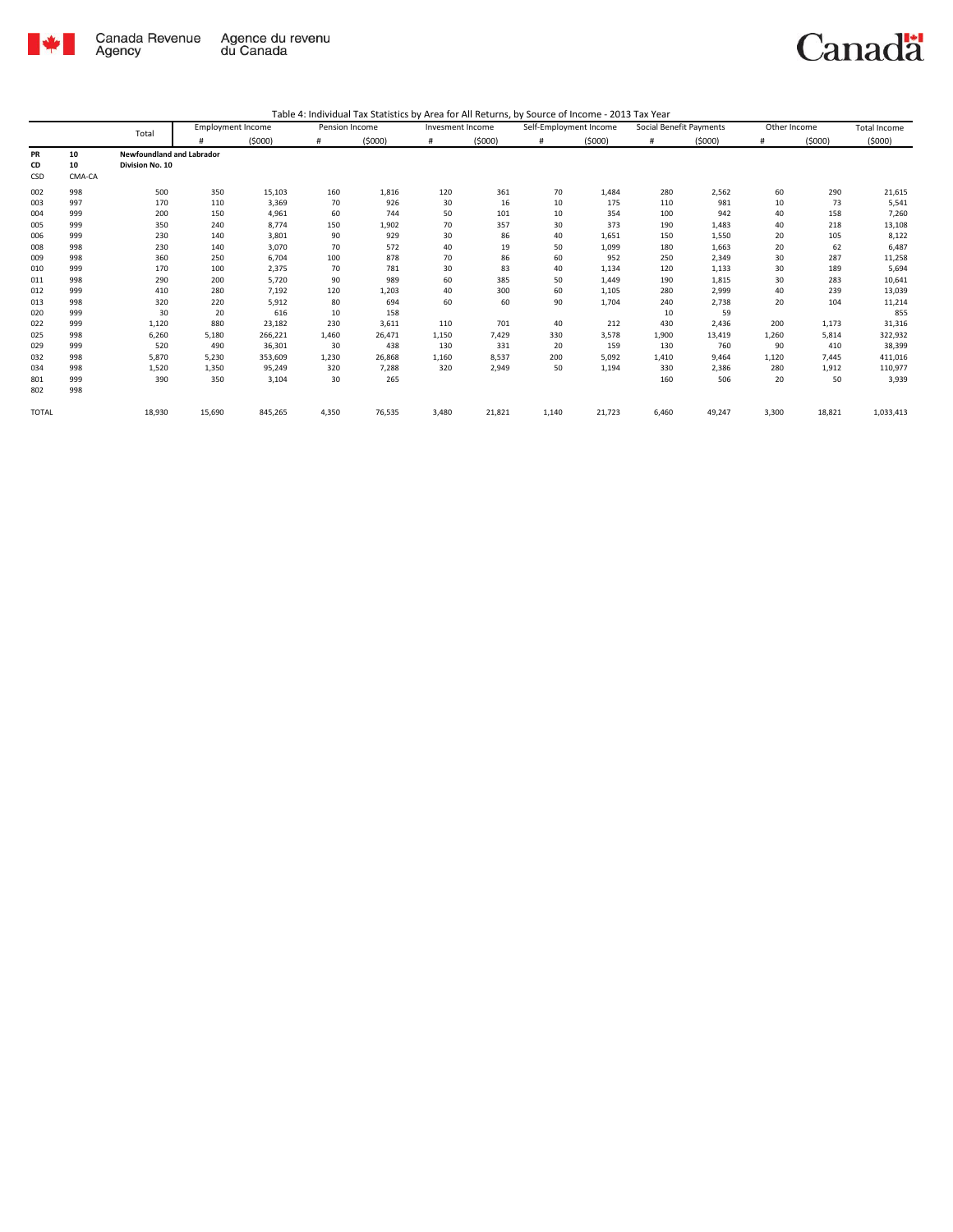Canada Revenue Agency | Agence du revenu du Canada

Table 4: Individual Tax Statistics by Area for All Returns, by Source of Income - 2013 Tax Year

| | | Total | Employment Income | | Pension Income | | Invesment Income | | Self-Employment Income | | Social Benefit Payments | | Other Income | | Total Income |
|---|---|---|---|---|---|---|---|---|---|---|---|---|---|---|---|
| | | | # | ($000) | # | ($000) | # | ($000) | # | ($000) | # | ($000) | # | ($000) | ($000) |
| PR | 10 | **Newfoundland and Labrador** | | | | | | | | | | | | | |
| CD | 10 | **Division No. 10** | | | | | | | | | | | | | |
| CSD | CMA-CA | | | | | | | | | | | | | | |
| 002 | 998 | 500 | 350 | 15,103 | 160 | 1,816 | 120 | 361 | 70 | 1,484 | 280 | 2,562 | 60 | 290 | 21,615 |
| 003 | 997 | 170 | 110 | 3,369 | 70 | 926 | 30 | 16 | 10 | 175 | 110 | 981 | 10 | 73 | 5,541 |
| 004 | 999 | 200 | 150 | 4,961 | 60 | 744 | 50 | 101 | 10 | 354 | 100 | 942 | 40 | 158 | 7,260 |
| 005 | 999 | 350 | 240 | 8,774 | 150 | 1,902 | 70 | 357 | 30 | 373 | 190 | 1,483 | 40 | 218 | 13,108 |
| 006 | 999 | 230 | 140 | 3,801 | 90 | 929 | 30 | 86 | 40 | 1,651 | 150 | 1,550 | 20 | 105 | 8,122 |
| 008 | 998 | 230 | 140 | 3,070 | 70 | 572 | 40 | 19 | 50 | 1,099 | 180 | 1,663 | 20 | 62 | 6,487 |
| 009 | 998 | 360 | 250 | 6,704 | 100 | 878 | 70 | 86 | 60 | 952 | 250 | 2,349 | 30 | 287 | 11,258 |
| 010 | 999 | 170 | 100 | 2,375 | 70 | 781 | 30 | 83 | 40 | 1,134 | 120 | 1,133 | 30 | 189 | 5,694 |
| 011 | 998 | 290 | 200 | 5,720 | 90 | 989 | 60 | 385 | 50 | 1,449 | 190 | 1,815 | 30 | 283 | 10,641 |
| 012 | 999 | 410 | 280 | 7,192 | 120 | 1,203 | 40 | 300 | 60 | 1,105 | 280 | 2,999 | 40 | 239 | 13,039 |
| 013 | 998 | 320 | 220 | 5,912 | 80 | 694 | 60 | 60 | 90 | 1,704 | 240 | 2,738 | 20 | 104 | 11,214 |
| 020 | 999 | 30 | 20 | 616 | 10 | 158 | | | | | 10 | 59 | | | 855 |
| 022 | 999 | 1,120 | 880 | 23,182 | 230 | 3,611 | 110 | 701 | 40 | 212 | 430 | 2,436 | 200 | 1,173 | 31,316 |
| 025 | 998 | 6,260 | 5,180 | 266,221 | 1,460 | 26,471 | 1,150 | 7,429 | 330 | 3,578 | 1,900 | 13,419 | 1,260 | 5,814 | 322,932 |
| 029 | 999 | 520 | 490 | 36,301 | 30 | 438 | 130 | 331 | 20 | 159 | 130 | 760 | 90 | 410 | 38,399 |
| 032 | 998 | 5,870 | 5,230 | 353,609 | 1,230 | 26,868 | 1,160 | 8,537 | 200 | 5,092 | 1,410 | 9,464 | 1,120 | 7,445 | 411,016 |
| 034 | 998 | 1,520 | 1,350 | 95,249 | 320 | 7,288 | 320 | 2,949 | 50 | 1,194 | 330 | 2,386 | 280 | 1,912 | 110,977 |
| 801 | 999 | 390 | 350 | 3,104 | 30 | 265 | | | | | 160 | 506 | 20 | 50 | 3,939 |
| 802 | 998 | | | | | | | | | | | | | | |
| TOTAL | | 18,930 | 15,690 | 845,265 | 4,350 | 76,535 | 3,480 | 21,821 | 1,140 | 21,723 | 6,460 | 49,247 | 3,300 | 18,821 | 1,033,413 |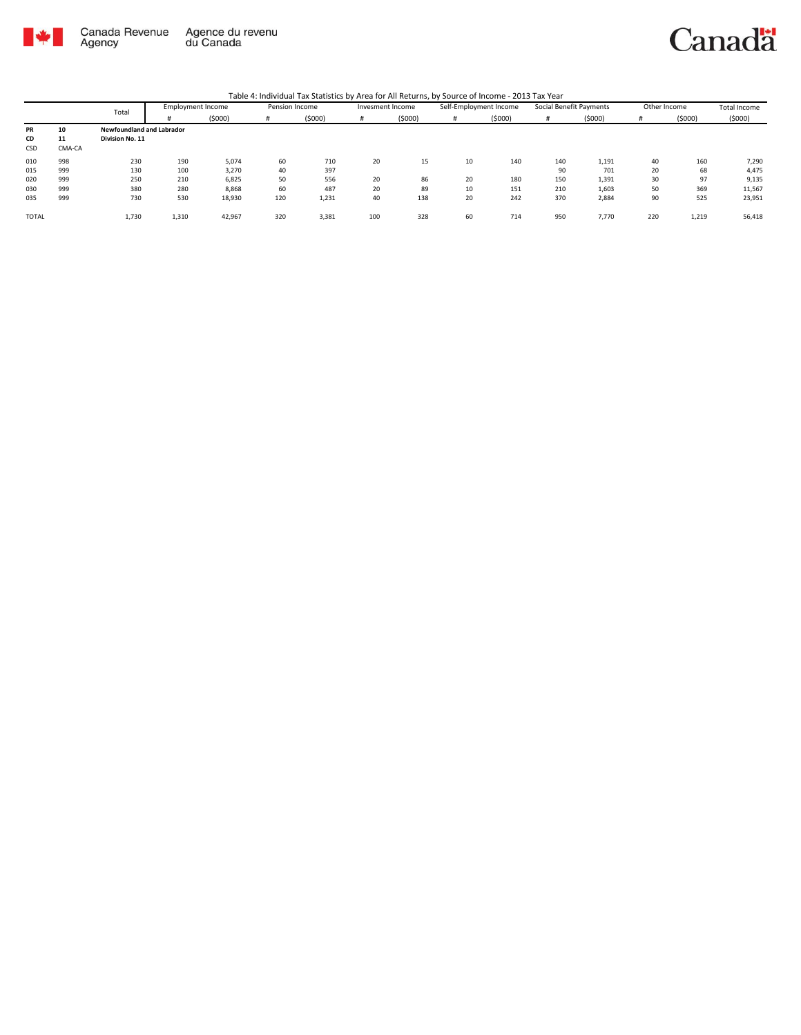Table 4: Individual Tax Statistics by Area for All Returns, by Source of Income - 2013 Tax Year

| | | Total | Employment Income | | Pension Income | | Invesment Income | | Self-Employment Income | | Social Benefit Payments | | Other Income | | Total Income |
|---|---|---|---|---|---|---|---|---|---|---|---|---|---|---|---|
| | | | # | ($000) | # | ($000) | # | ($000) | # | ($000) | # | ($000) | # | ($000) | ($000) |
| **PR** | **10** | **Newfoundland and Labrador** | | | | | | | | | | | | | |
| **CD** | **11** | **Division No. 11** | | | | | | | | | | | | | |
| CSD | CMA-CA | | | | | | | | | | | | | | |
| 010 | 998 | 230 | 190 | 5,074 | 60 | 710 | 20 | 15 | 10 | 140 | 140 | 1,191 | 40 | 160 | 7,290 |
| 015 | 999 | 130 | 100 | 3,270 | 40 | 397 | | | | | 90 | 701 | 20 | 68 | 4,475 |
| 020 | 999 | 250 | 210 | 6,825 | 50 | 556 | 20 | 86 | 20 | 180 | 150 | 1,391 | 30 | 97 | 9,135 |
| 030 | 999 | 380 | 280 | 8,868 | 60 | 487 | 20 | 89 | 10 | 151 | 210 | 1,603 | 50 | 369 | 11,567 |
| 035 | 999 | 730 | 530 | 18,930 | 120 | 1,231 | 40 | 138 | 20 | 242 | 370 | 2,884 | 90 | 525 | 23,951 |
| TOTAL | | 1,730 | 1,310 | 42,967 | 320 | 3,381 | 100 | 328 | 60 | 714 | 950 | 7,770 | 220 | 1,219 | 56,418 |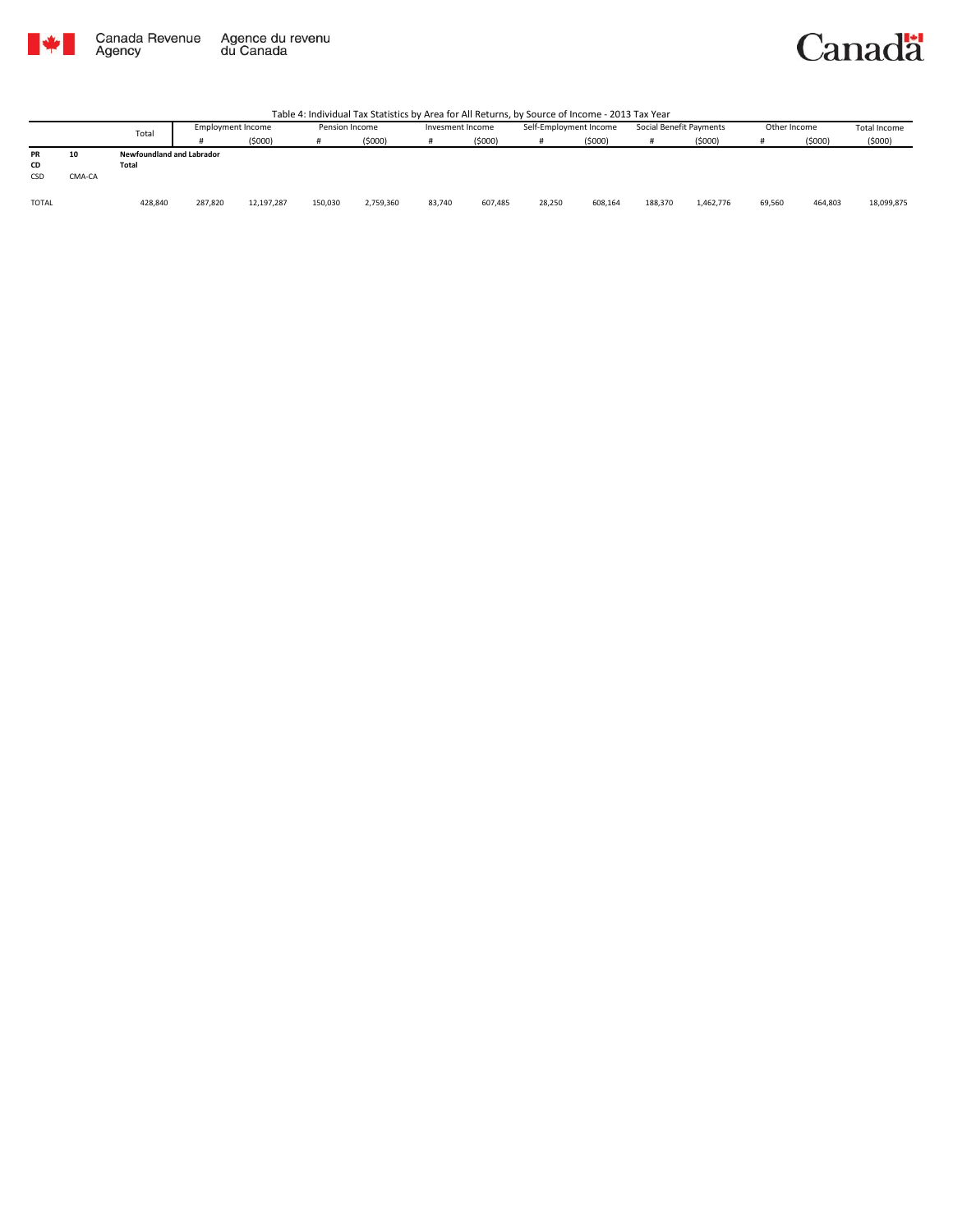Canada Revenue Agency | Agence du revenu du Canada

Canada

Table 4: Individual Tax Statistics by Area for All Returns, by Source of Income - 2013 Tax Year

| | | Total | Employment Income | | Pension Income | | Invesment Income | | Self-Employment Income | | Social Benefit Payments | | Other Income | | Total Income |
|---|---|---|---|---|---|---|---|---|---|---|---|---|---|---|---|
| | | | # | ($000) | # | ($000) | # | ($000) | # | ($000) | # | ($000) | # | ($000) | ($000) |
| **PR** | **10** | **Newfoundland and Labrador** | | | | | | | | | | | | | |
| **CD** | | **Total** | | | | | | | | | | | | | |
| CSD | CMA-CA | | | | | | | | | | | | | | |
| TOTAL | | 428,840 | 287,820 | 12,197,287 | 150,030 | 2,759,360 | 83,740 | 607,485 | 28,250 | 608,164 | 188,370 | 1,462,776 | 69,560 | 464,803 | 18,099,875 |